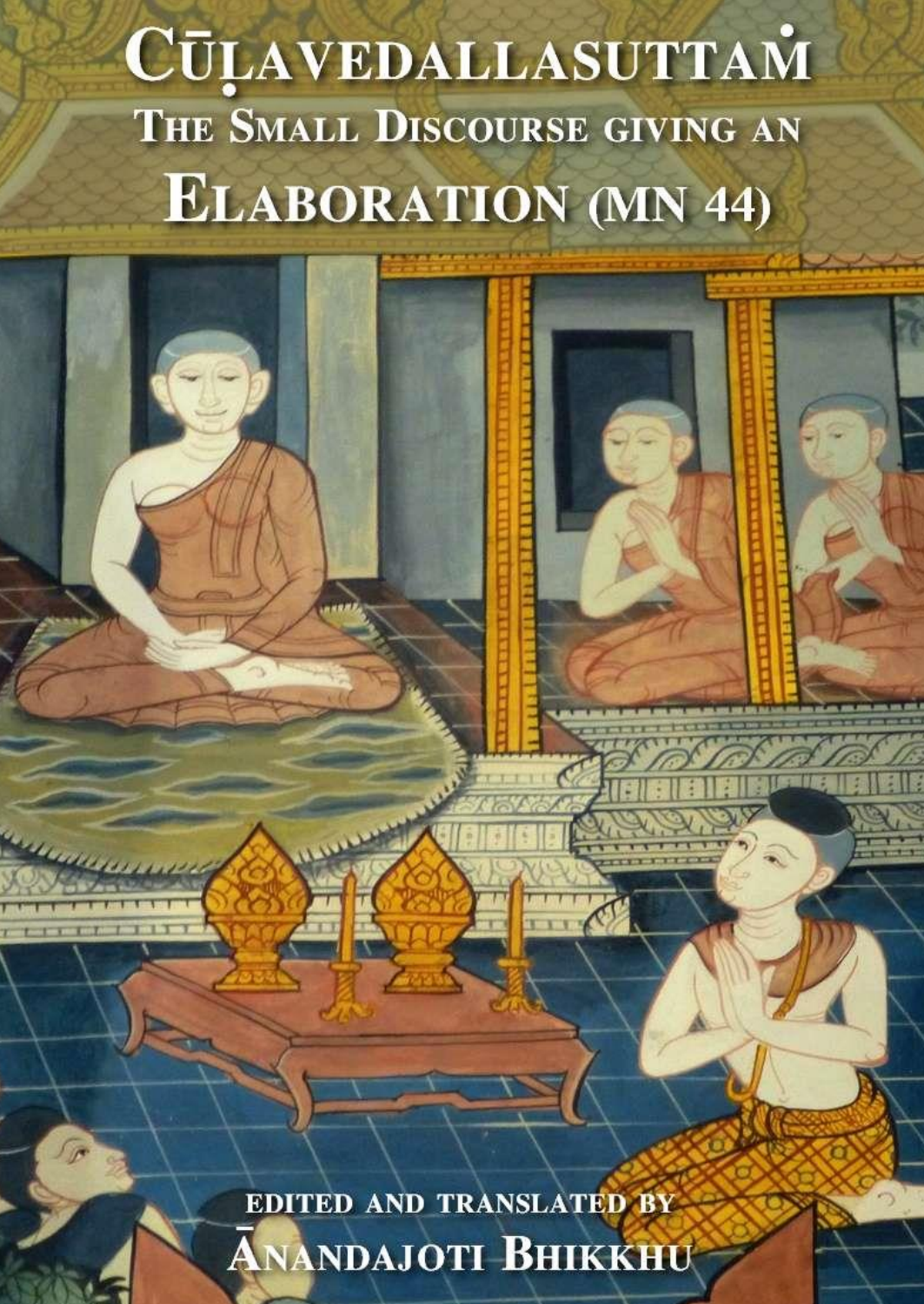# Cūḷavedallasuttaṁ

## The Small Discourse giving an Elaboration (MN 44)

Edited and translated by

Ānandajoti Bhikkhu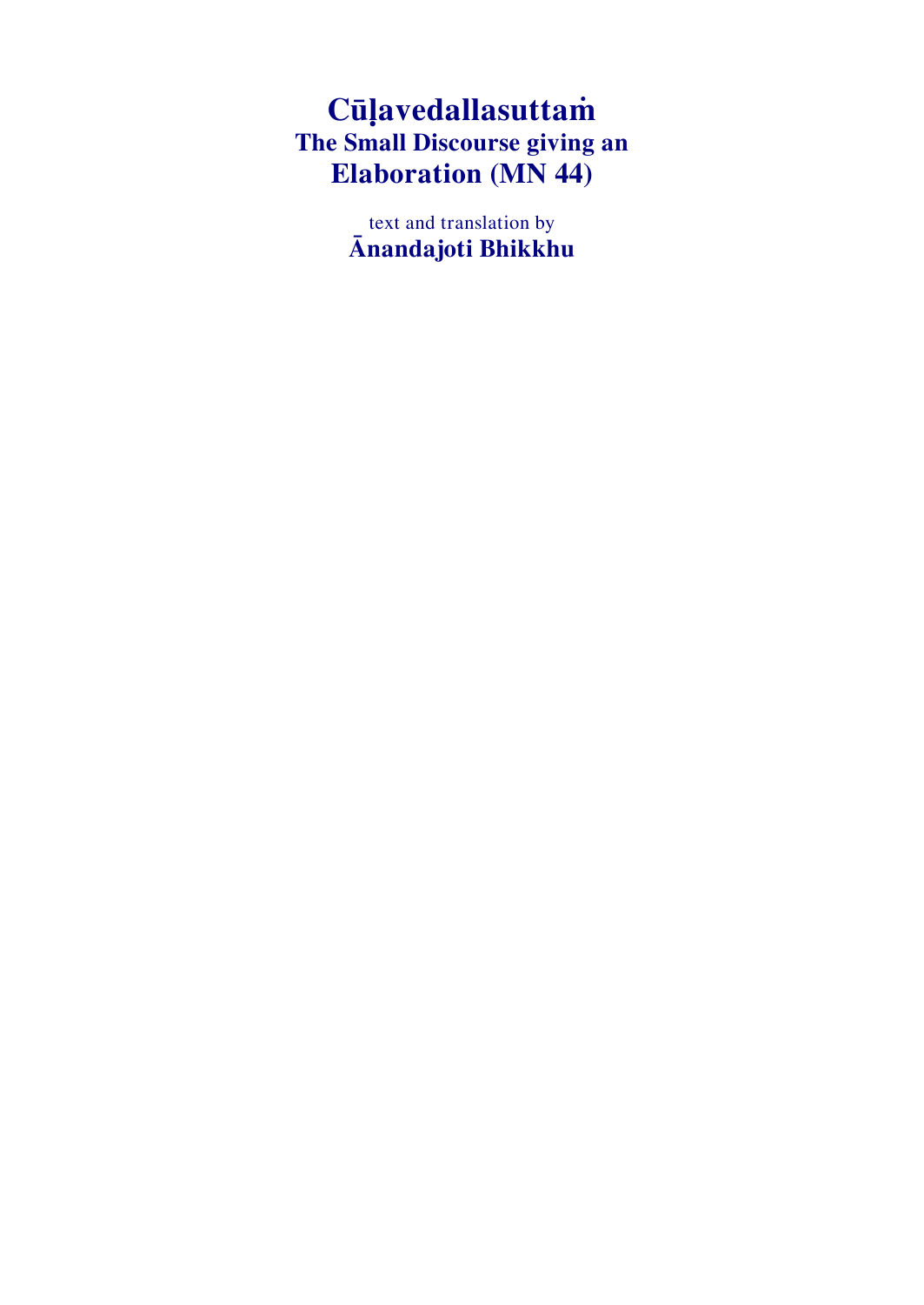# Cūḷavedallasuttaṁ

## The Small Discourse giving an Elaboration (MN 44)

text and translation by

**Ānandajoti Bhikkhu**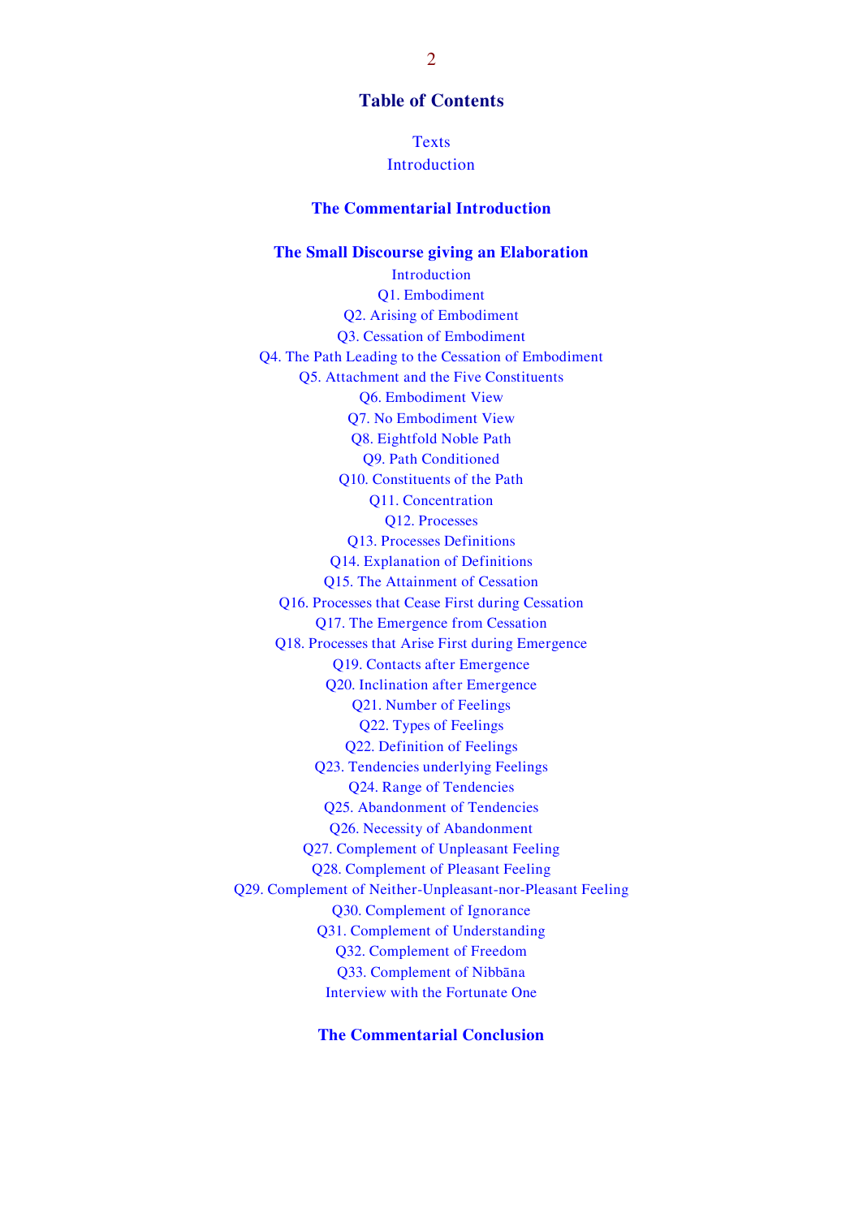## Table of Contents

Texts
Introduction

### The Commentarial Introduction

### The Small Discourse giving an Elaboration

Introduction
Q1. Embodiment
Q2. Arising of Embodiment
Q3. Cessation of Embodiment
Q4. The Path Leading to the Cessation of Embodiment
Q5. Attachment and the Five Constituents
Q6. Embodiment View
Q7. No Embodiment View
Q8. Eightfold Noble Path
Q9. Path Conditioned
Q10. Constituents of the Path
Q11. Concentration
Q12. Processes
Q13. Processes Definitions
Q14. Explanation of Definitions
Q15. The Attainment of Cessation
Q16. Processes that Cease First during Cessation
Q17. The Emergence from Cessation
Q18. Processes that Arise First during Emergence
Q19. Contacts after Emergence
Q20. Inclination after Emergence
Q21. Number of Feelings
Q22. Types of Feelings
Q22. Definition of Feelings
Q23. Tendencies underlying Feelings
Q24. Range of Tendencies
Q25. Abandonment of Tendencies
Q26. Necessity of Abandonment
Q27. Complement of Unpleasant Feeling
Q28. Complement of Pleasant Feeling
Q29. Complement of Neither-Unpleasant-nor-Pleasant Feeling
Q30. Complement of Ignorance
Q31. Complement of Understanding
Q32. Complement of Freedom
Q33. Complement of Nibbāna
Interview with the Fortunate One

### The Commentarial Conclusion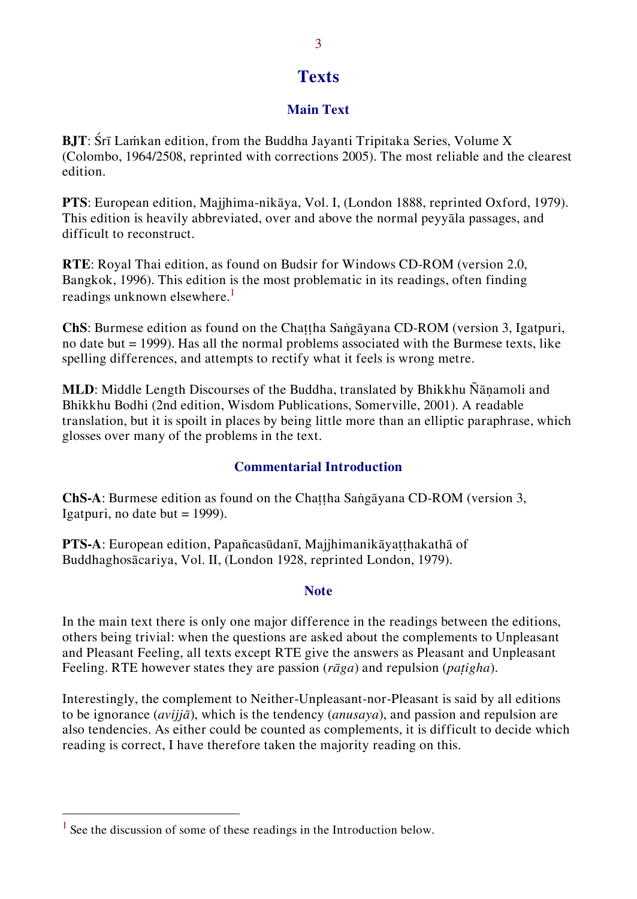# Texts

## Main Text

**BJT**: Śrī Laṁkan edition, from the Buddha Jayanti Tripitaka Series, Volume X (Colombo, 1964/2508, reprinted with corrections 2005). The most reliable and the clearest edition.

**PTS**: European edition, Majjhima-nikāya, Vol. I, (London 1888, reprinted Oxford, 1979). This edition is heavily abbreviated, over and above the normal peyyāla passages, and difficult to reconstruct.

**RTE**: Royal Thai edition, as found on Budsir for Windows CD-ROM (version 2.0, Bangkok, 1996). This edition is the most problematic in its readings, often finding readings unknown elsewhere.[1]

**ChS**: Burmese edition as found on the Chaṭṭha Saṅgāyana CD-ROM (version 3, Igatpuri, no date but = 1999). Has all the normal problems associated with the Burmese texts, like spelling differences, and attempts to rectify what it feels is wrong metre.

**MLD**: Middle Length Discourses of the Buddha, translated by Bhikkhu Ñāṇamoli and Bhikkhu Bodhi (2nd edition, Wisdom Publications, Somerville, 2001). A readable translation, but it is spoilt in places by being little more than an elliptic paraphrase, which glosses over many of the problems in the text.

## Commentarial Introduction

**ChS-A**: Burmese edition as found on the Chaṭṭha Saṅgāyana CD-ROM (version 3, Igatpuri, no date but = 1999).

**PTS-A**: European edition, Papañcasūdanī, Majjhimanikāyaṭṭhakathā of Buddhaghosācariya, Vol. II, (London 1928, reprinted London, 1979).

## Note

In the main text there is only one major difference in the readings between the editions, others being trivial: when the questions are asked about the complements to Unpleasant and Pleasant Feeling, all texts except RTE give the answers as Pleasant and Unpleasant Feeling. RTE however states they are passion (*rāga*) and repulsion (*paṭigha*).

Interestingly, the complement to Neither-Unpleasant-nor-Pleasant is said by all editions to be ignorance (*avijjā*), which is the tendency (*anusaya*), and passion and repulsion are also tendencies. As either could be counted as complements, it is difficult to decide which reading is correct, I have therefore taken the majority reading on this.

---

[1] See the discussion of some of these readings in the Introduction below.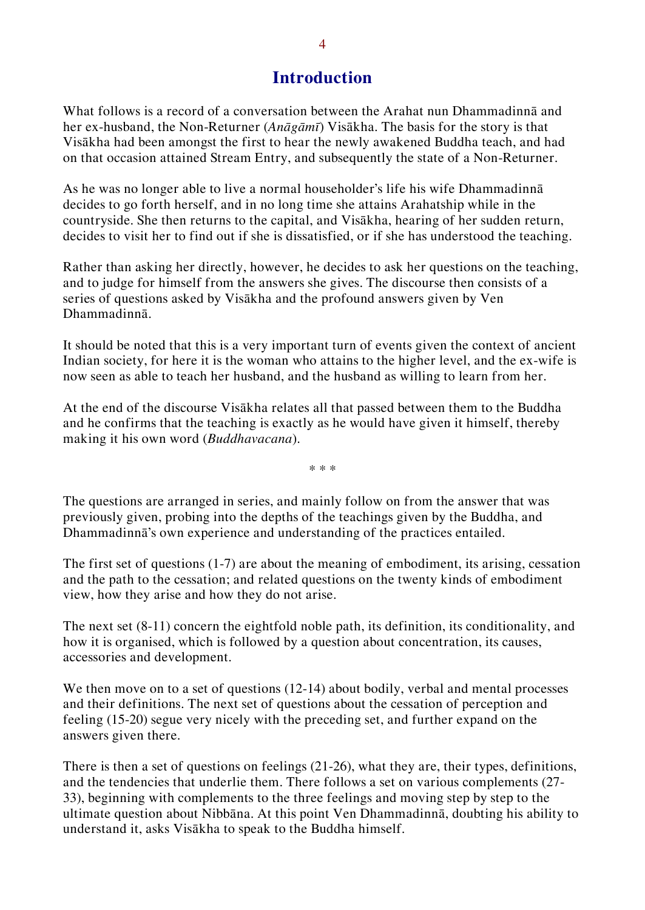# Introduction

What follows is a record of a conversation between the Arahat nun Dhammadinnā and her ex-husband, the Non-Returner (*Anāgāmī*) Visākha. The basis for the story is that Visākha had been amongst the first to hear the newly awakened Buddha teach, and had on that occasion attained Stream Entry, and subsequently the state of a Non-Returner.

As he was no longer able to live a normal householder's life his wife Dhammadinnā decides to go forth herself, and in no long time she attains Arahatship while in the countryside. She then returns to the capital, and Visākha, hearing of her sudden return, decides to visit her to find out if she is dissatisfied, or if she has understood the teaching.

Rather than asking her directly, however, he decides to ask her questions on the teaching, and to judge for himself from the answers she gives. The discourse then consists of a series of questions asked by Visākha and the profound answers given by Ven Dhammadinnā.

It should be noted that this is a very important turn of events given the context of ancient Indian society, for here it is the woman who attains to the higher level, and the ex-wife is now seen as able to teach her husband, and the husband as willing to learn from her.

At the end of the discourse Visākha relates all that passed between them to the Buddha and he confirms that the teaching is exactly as he would have given it himself, thereby making it his own word (*Buddhavacana*).

\* \* \*

The questions are arranged in series, and mainly follow on from the answer that was previously given, probing into the depths of the teachings given by the Buddha, and Dhammadinnā's own experience and understanding of the practices entailed.

The first set of questions (1-7) are about the meaning of embodiment, its arising, cessation and the path to the cessation; and related questions on the twenty kinds of embodiment view, how they arise and how they do not arise.

The next set (8-11) concern the eightfold noble path, its definition, its conditionality, and how it is organised, which is followed by a question about concentration, its causes, accessories and development.

We then move on to a set of questions (12-14) about bodily, verbal and mental processes and their definitions. The next set of questions about the cessation of perception and feeling (15-20) segue very nicely with the preceding set, and further expand on the answers given there.

There is then a set of questions on feelings (21-26), what they are, their types, definitions, and the tendencies that underlie them. There follows a set on various complements (27-33), beginning with complements to the three feelings and moving step by step to the ultimate question about Nibbāna. At this point Ven Dhammadinnā, doubting his ability to understand it, asks Visākha to speak to the Buddha himself.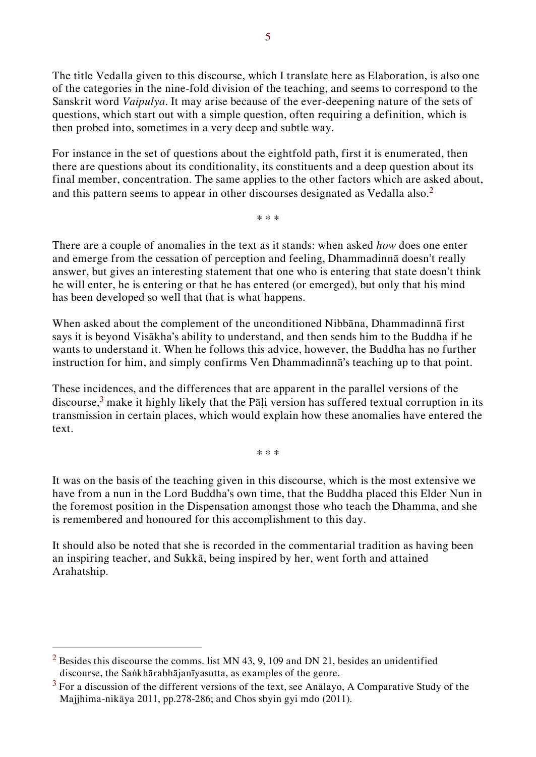The title Vedalla given to this discourse, which I translate here as Elaboration, is also one of the categories in the nine-fold division of the teaching, and seems to correspond to the Sanskrit word *Vaipulya*. It may arise because of the ever-deepening nature of the sets of questions, which start out with a simple question, often requiring a definition, which is then probed into, sometimes in a very deep and subtle way.

For instance in the set of questions about the eightfold path, first it is enumerated, then there are questions about its conditionality, its constituents and a deep question about its final member, concentration. The same applies to the other factors which are asked about, and this pattern seems to appear in other discourses designated as Vedalla also.[2]

\* \* \*

There are a couple of anomalies in the text as it stands: when asked *how* does one enter and emerge from the cessation of perception and feeling, Dhammadinnā doesn't really answer, but gives an interesting statement that one who is entering that state doesn't think he will enter, he is entering or that he has entered (or emerged), but only that his mind has been developed so well that that is what happens.

When asked about the complement of the unconditioned Nibbāna, Dhammadinnā first says it is beyond Visākha's ability to understand, and then sends him to the Buddha if he wants to understand it. When he follows this advice, however, the Buddha has no further instruction for him, and simply confirms Ven Dhammadinnā's teaching up to that point.

These incidences, and the differences that are apparent in the parallel versions of the discourse,[3] make it highly likely that the Pāḷi version has suffered textual corruption in its transmission in certain places, which would explain how these anomalies have entered the text.

\* \* \*

It was on the basis of the teaching given in this discourse, which is the most extensive we have from a nun in the Lord Buddha's own time, that the Buddha placed this Elder Nun in the foremost position in the Dispensation amongst those who teach the Dhamma, and she is remembered and honoured for this accomplishment to this day.

It should also be noted that she is recorded in the commentarial tradition as having been an inspiring teacher, and Sukkā, being inspired by her, went forth and attained Arahatship.

---

[2] Besides this discourse the comms. list MN 43, 9, 109 and DN 21, besides an unidentified discourse, the Saṅkhārabhājanīyasutta, as examples of the genre.

[3] For a discussion of the different versions of the text, see Anālayo, A Comparative Study of the Majjhima-nikāya 2011, pp.278-286; and Chos sbyin gyi mdo (2011).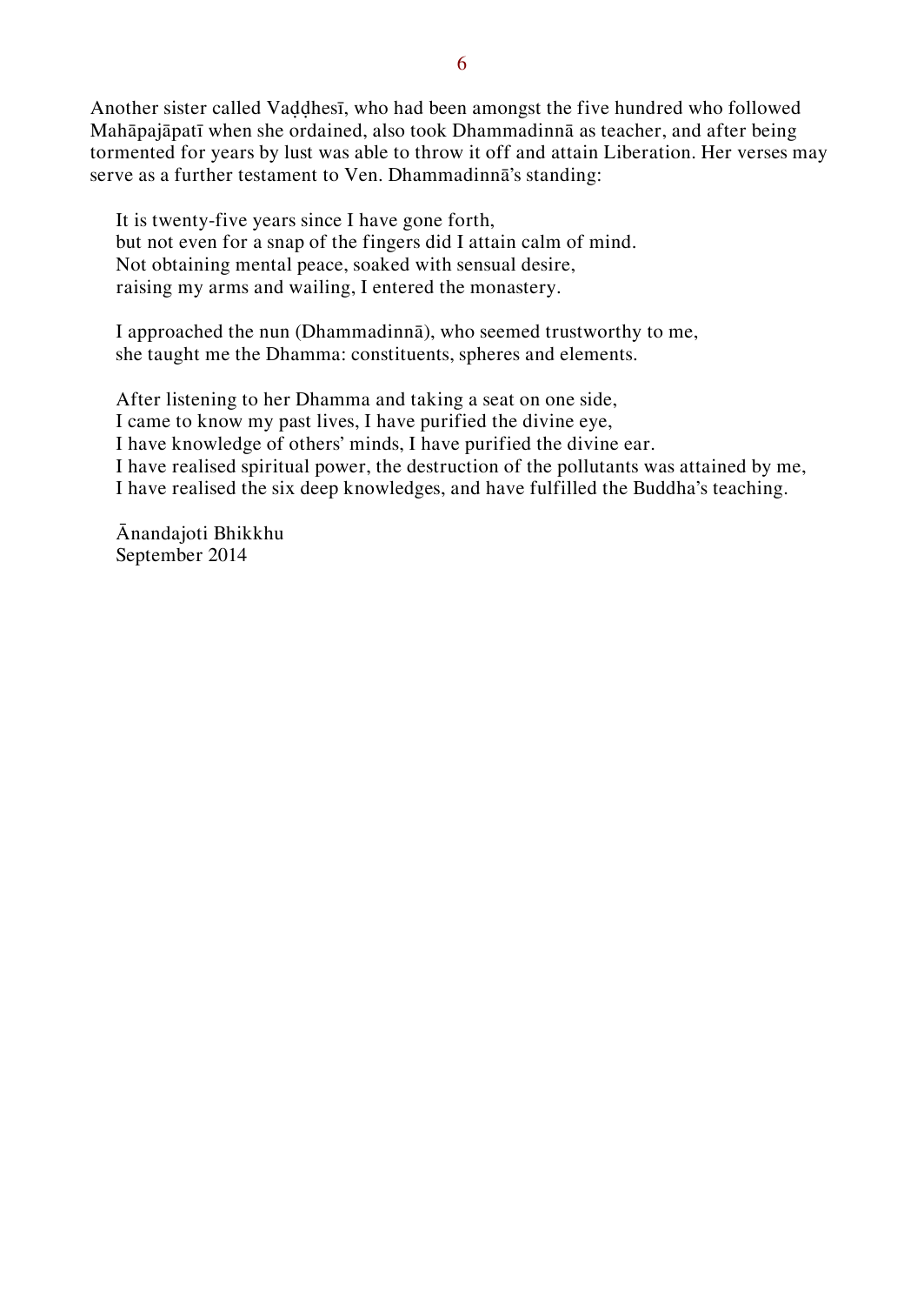Another sister called Vaḍḍhesī, who had been amongst the five hundred who followed Mahāpajāpatī when she ordained, also took Dhammadinnā as teacher, and after being tormented for years by lust was able to throw it off and attain Liberation. Her verses may serve as a further testament to Ven. Dhammadinnā's standing:

> It is twenty-five years since I have gone forth,  
> but not even for a snap of the fingers did I attain calm of mind.  
> Not obtaining mental peace, soaked with sensual desire,  
> raising my arms and wailing, I entered the monastery.
>
> I approached the nun (Dhammadinnā), who seemed trustworthy to me,  
> she taught me the Dhamma: constituents, spheres and elements.
>
> After listening to her Dhamma and taking a seat on one side,  
> I came to know my past lives, I have purified the divine eye,  
> I have knowledge of others' minds, I have purified the divine ear.  
> I have realised spiritual power, the destruction of the pollutants was attained by me,  
> I have realised the six deep knowledges, and have fulfilled the Buddha's teaching.

Ānandajoti Bhikkhu  
September 2014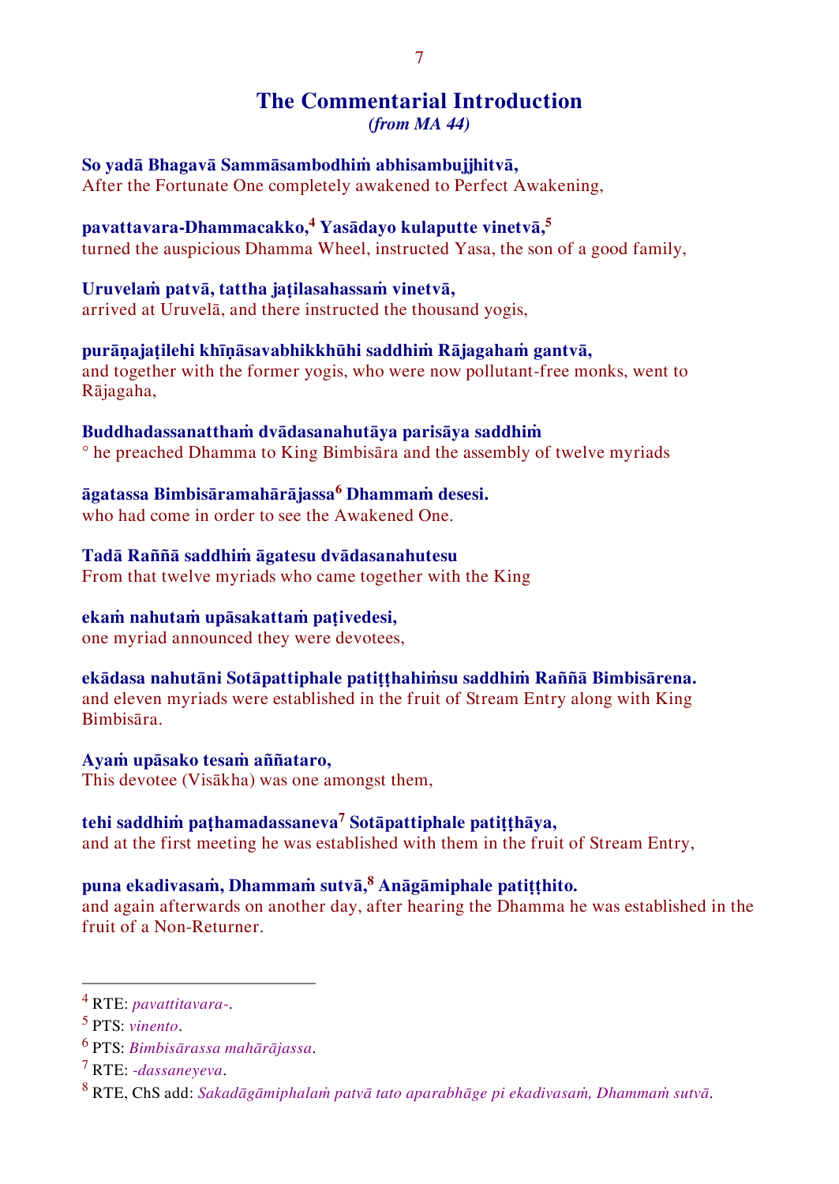## The Commentarial Introduction
*(from MA 44)*

**So yadā Bhagavā Sammāsambodhiṁ abhisambujjhitvā,**
After the Fortunate One completely awakened to Perfect Awakening,

**pavattavara-Dhammacakko,[4] Yasādayo kulaputte vinetvā,[5]**
turned the auspicious Dhamma Wheel, instructed Yasa, the son of a good family,

**Uruvelaṁ patvā, tattha jaṭilasahassaṁ vinetvā,**
arrived at Uruvelā, and there instructed the thousand yogis,

**purāṇajaṭilehi khīṇāsavabhikkhūhi saddhiṁ Rājagahaṁ gantvā,**
and together with the former yogis, who were now pollutant-free monks, went to Rājagaha,

**Buddhadassanatthaṁ dvādasanahutāya parisāya saddhiṁ**
° he preached Dhamma to King Bimbisāra and the assembly of twelve myriads

**āgatassa Bimbisāramahārājassa[6] Dhammaṁ desesi.**
who had come in order to see the Awakened One.

**Tadā Raññā saddhiṁ āgatesu dvādasanahutesu**
From that twelve myriads who came together with the King

**ekaṁ nahutaṁ upāsakattaṁ paṭivedesi,**
one myriad announced they were devotees,

**ekādasa nahutāni Sotāpattiphale patiṭṭhahiṁsu saddhiṁ Raññā Bimbisārena.**
and eleven myriads were established in the fruit of Stream Entry along with King Bimbisāra.

**Ayaṁ upāsako tesaṁ aññataro,**
This devotee (Visākha) was one amongst them,

**tehi saddhiṁ paṭhamadassaneva[7] Sotāpattiphale patiṭṭhāya,**
and at the first meeting he was established with them in the fruit of Stream Entry,

**puna ekadivasaṁ, Dhammaṁ sutvā,[8] Anāgāmiphale patiṭṭhito.**
and again afterwards on another day, after hearing the Dhamma he was established in the fruit of a Non-Returner.

---

[4] RTE: *pavattitavara-*.

[5] PTS: *vinento*.

[6] PTS: *Bimbisārassa mahārājassa*.

[7] RTE: *-dassaneyeva*.

[8] RTE, ChS add: *Sakadāgāmiphalaṁ patvā tato aparabhāge pi ekadivasaṁ, Dhammaṁ sutvā*.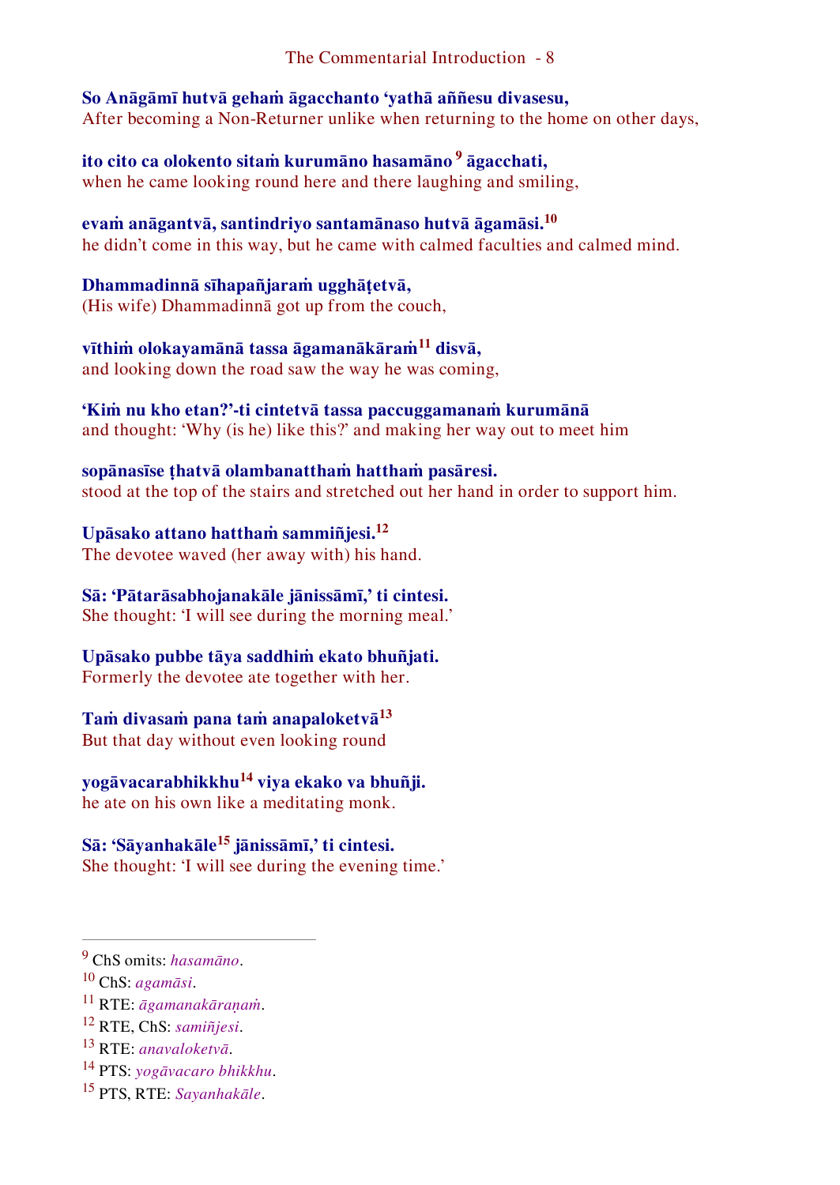**So Anāgāmī hutvā gehaṁ āgacchanto 'yathā aññesu divasesu,**
After becoming a Non-Returner unlike when returning to the home on other days,

**ito cito ca olokento sitaṁ kurumāno hasamāno[9] āgacchati,**
when he came looking round here and there laughing and smiling,

**evaṁ anāgantvā, santindriyo santamānaso hutvā āgamāsi.[10]**
he didn't come in this way, but he came with calmed faculties and calmed mind.

**Dhammadinnā sīhapañjaraṁ ugghāṭetvā,**
(His wife) Dhammadinnā got up from the couch,

**vīthiṁ olokayamānā tassa āgamanākāraṁ[11] disvā,**
and looking down the road saw the way he was coming,

**'Kiṁ nu kho etan?'-ti cintetvā tassa paccuggamanaṁ kurumānā**
and thought: 'Why (is he) like this?' and making her way out to meet him

**sopānasīse ṭhatvā olambanatthaṁ hatthaṁ pasāresi.**
stood at the top of the stairs and stretched out her hand in order to support him.

**Upāsako attano hatthaṁ sammiñjesi.[12]**
The devotee waved (her away with) his hand.

**Sā: 'Pātarāsabhojanakāle jānissāmī,' ti cintesi.**
She thought: 'I will see during the morning meal.'

**Upāsako pubbe tāya saddhiṁ ekato bhuñjati.**
Formerly the devotee ate together with her.

**Taṁ divasaṁ pana taṁ anapaloketvā[13]**
But that day without even looking round

**yogāvacarabhikkhu[14] viya ekako va bhuñji.**
he ate on his own like a meditating monk.

**Sā: 'Sāyanhakāle[15] jānissāmī,' ti cintesi.**
She thought: 'I will see during the evening time.'

---

[9] ChS omits: *hasamāno*.
[10] ChS: *agamāsi*.
[11] RTE: *āgamanakāraṇaṁ*.
[12] RTE, ChS: *samiñjesi*.
[13] RTE: *anavaloketvā*.
[14] PTS: *yogāvacaro bhikkhu*.
[15] PTS, RTE: *Sayanhakāle*.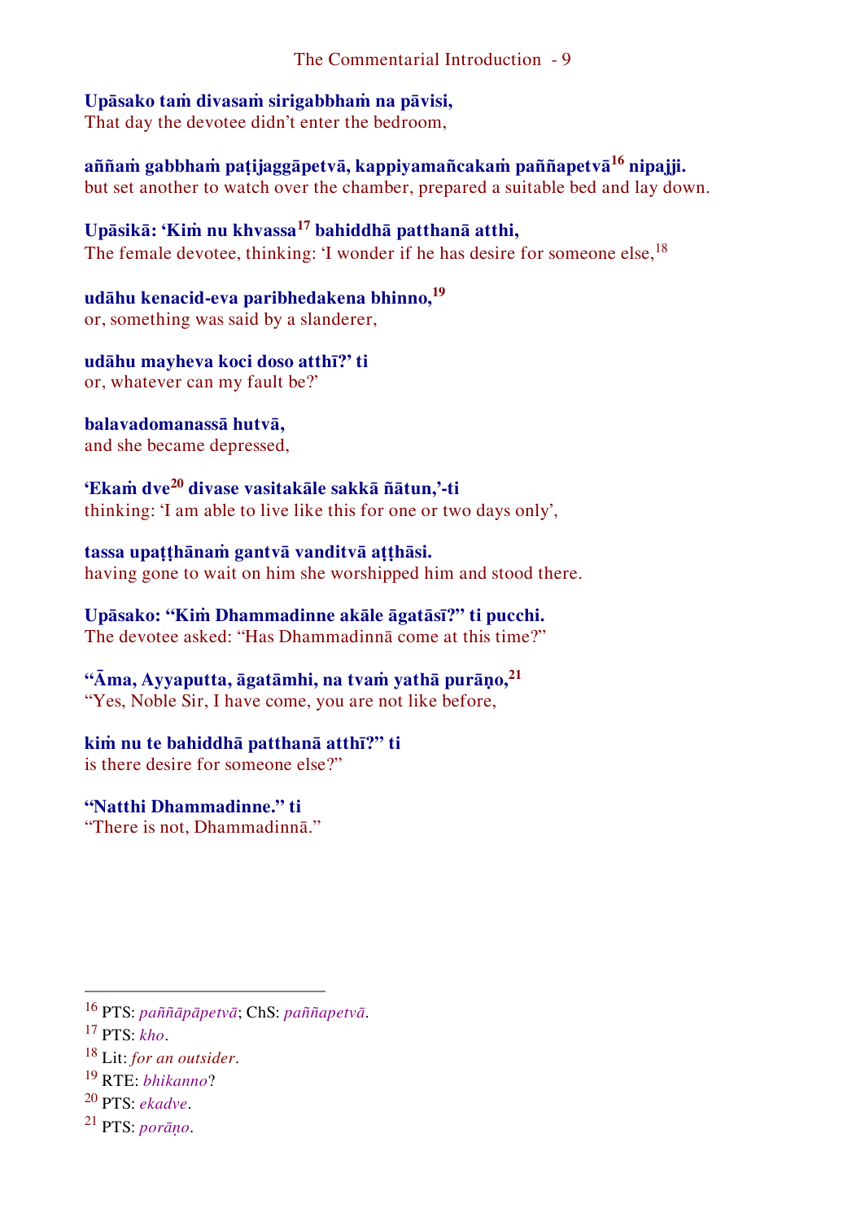**Upāsako taṁ divasaṁ sirigabbhaṁ na pāvisi,**
That day the devotee didn't enter the bedroom,

**aññaṁ gabbhaṁ paṭijaggāpetvā, kappiyamañcakaṁ paññapetvā[16] nipajji.**
but set another to watch over the chamber, prepared a suitable bed and lay down.

**Upāsikā: 'Kiṁ nu khvassa[17] bahiddhā patthanā atthi,**
The female devotee, thinking: 'I wonder if he has desire for someone else,[18]

**udāhu kenacid-eva paribhedakena bhinno,[19]**
or, something was said by a slanderer,

**udāhu mayheva koci doso atthī?' ti**
or, whatever can my fault be?'

**balavadomanassā hutvā,**
and she became depressed,

**'Ekaṁ dve[20] divase vasitakāle sakkā ñātun,'-ti**
thinking: 'I am able to live like this for one or two days only',

**tassa upaṭṭhānaṁ gantvā vanditvā aṭṭhāsi.**
having gone to wait on him she worshipped him and stood there.

**Upāsako: "Kiṁ Dhammadinne akāle āgatāsī?" ti pucchi.**
The devotee asked: "Has Dhammadinnā come at this time?"

**"Āma, Ayyaputta, āgatāmhi, na tvaṁ yathā purāṇo,[21]**
"Yes, Noble Sir, I have come, you are not like before,

**kiṁ nu te bahiddhā patthanā atthī?" ti**
is there desire for someone else?"

**"Natthi Dhammadinne." ti**
"There is not, Dhammadinnā."

---

[16] PTS: *paññāpāpetvā*; ChS: *paññapetvā*.
[17] PTS: *kho*.
[18] Lit: *for an outsider*.
[19] RTE: *bhikanno*?
[20] PTS: *ekadve*.
[21] PTS: *porāṇo*.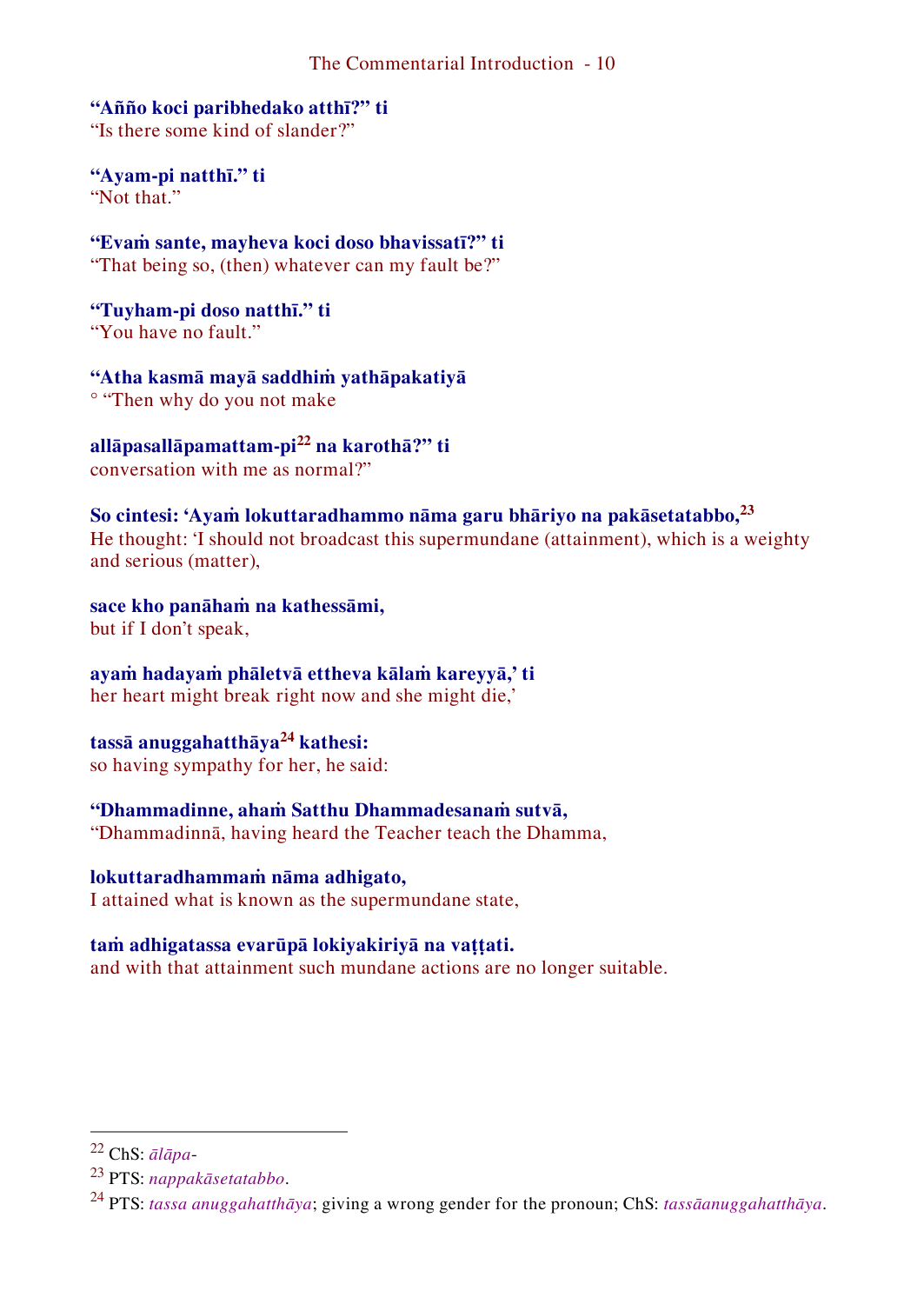**“Añño koci paribhedako atthī?” ti**
“Is there some kind of slander?”

**“Ayam-pi natthī.” ti**
“Not that.”

**“Evaṁ sante, mayheva koci doso bhavissatī?” ti**
“That being so, (then) whatever can my fault be?”

**“Tuyham-pi doso natthī.” ti**
“You have no fault.”

**“Atha kasmā mayā saddhiṁ yathāpakatiyā**
° “Then why do you not make

**allāpasallāpamattam-pi[22] na karothā?” ti**
conversation with me as normal?”

**So cintesi: ‘Ayaṁ lokuttaradhammo nāma garu bhāriyo na pakāsetatabbo,[23]**
He thought: ‘I should not broadcast this supermundane (attainment), which is a weighty and serious (matter),

**sace kho panāhaṁ na kathessāmi,**
but if I don’t speak,

**ayaṁ hadayaṁ phāletvā ettheva kālaṁ kareyyā,’ ti**
her heart might break right now and she might die,’

**tassā anuggahatthāya[24] kathesi:**
so having sympathy for her, he said:

**“Dhammadinne, ahaṁ Satthu Dhammadesanaṁ sutvā,**
“Dhammadinnā, having heard the Teacher teach the Dhamma,

**lokuttaradhammaṁ nāma adhigato,**
I attained what is known as the supermundane state,

**taṁ adhigatassa evarūpā lokiyakiriyā na vaṭṭati.**
and with that attainment such mundane actions are no longer suitable.

---

[22] ChS: *ālāpa-*

[23] PTS: *nappakāsetatabbo*.

[24] PTS: *tassa anuggahatthāya*; giving a wrong gender for the pronoun; ChS: *tassāanuggahatthāya*.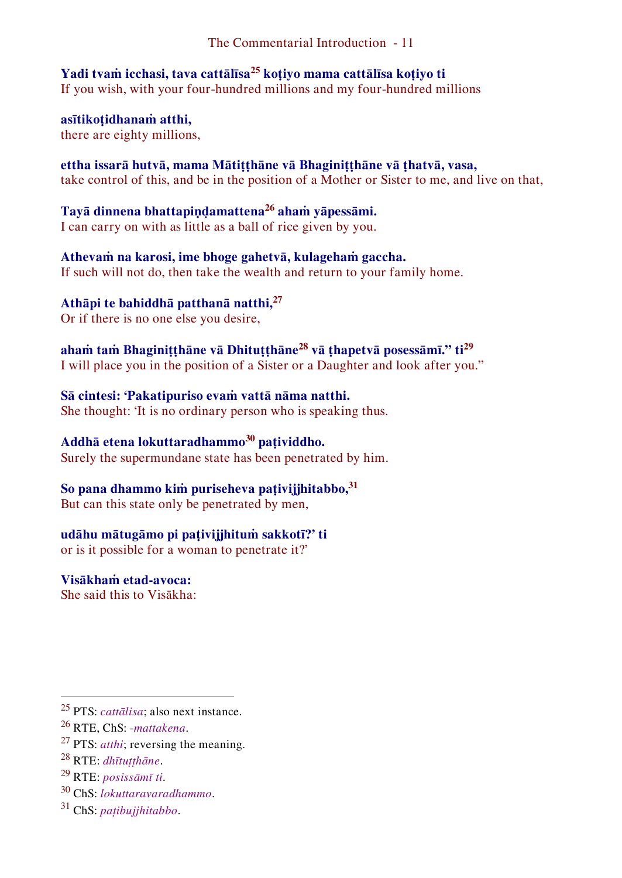**Yadi tvaṁ icchasi, tava cattālīsa[25] koṭiyo mama cattālīsa koṭiyo ti**
If you wish, with your four-hundred millions and my four-hundred millions

**asītikoṭidhanaṁ atthi,**
there are eighty millions,

**ettha issarā hutvā, mama Mātiṭṭhāne vā Bhaginiṭṭhāne vā ṭhatvā, vasa,**
take control of this, and be in the position of a Mother or Sister to me, and live on that,

**Tayā dinnena bhattapiṇḍamattena[26] ahaṁ yāpessāmi.**
I can carry on with as little as a ball of rice given by you.

**Athevaṁ na karosi, ime bhoge gahetvā, kulagehaṁ gaccha.**
If such will not do, then take the wealth and return to your family home.

**Athāpi te bahiddhā patthanā natthi,[27]**
Or if there is no one else you desire,

**ahaṁ taṁ Bhaginiṭṭhāne vā Dhituṭṭhāne[28] vā ṭhapetvā posessāmī." ti[29]**
I will place you in the position of a Sister or a Daughter and look after you."

**Sā cintesi: 'Pakatipuriso evaṁ vattā nāma natthi.**
She thought: 'It is no ordinary person who is speaking thus.

**Addhā etena lokuttaradhammo[30] paṭividdho.**
Surely the supermundane state has been penetrated by him.

**So pana dhammo kiṁ puriseheva paṭivijjhitabbo,[31]**
But can this state only be penetrated by men,

**udāhu mātugāmo pi paṭivijjhituṁ sakkotī?' ti**
or is it possible for a woman to penetrate it?'

**Visākhaṁ etad-avoca:**
She said this to Visākha:

---

[25] PTS: *cattālisa*; also next instance.
[26] RTE, ChS: *-mattakena*.
[27] PTS: *atthi*; reversing the meaning.
[28] RTE: *dhītuṭṭhāne*.
[29] RTE: *posissāmī ti*.
[30] ChS: *lokuttaravaradhammo*.
[31] ChS: *paṭibujjhitabbo*.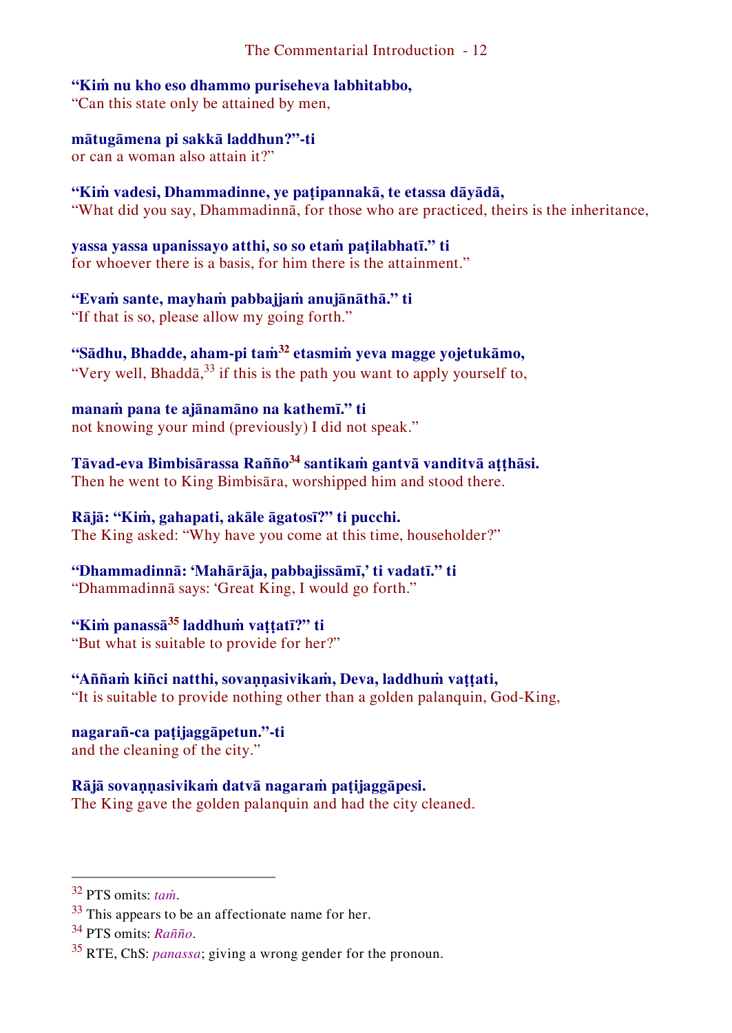**“Kiṁ nu kho eso dhammo puriseheva labhitabbo,**
“Can this state only be attained by men,

**mātugāmena pi sakkā laddhun?”-ti**
or can a woman also attain it?”

**“Kiṁ vadesi, Dhammadinne, ye paṭipannakā, te etassa dāyādā,**
“What did you say, Dhammadinnā, for those who are practiced, theirs is the inheritance,

**yassa yassa upanissayo atthi, so so etaṁ paṭilabhatī.” ti**
for whoever there is a basis, for him there is the attainment.”

**“Evaṁ sante, mayhaṁ pabbajjaṁ anujānāthā.” ti**
“If that is so, please allow my going forth.”

**“Sādhu, Bhadde, aham-pi taṁ[32] etasmiṁ yeva magge yojetukāmo,**
“Very well, Bhaddā,[33] if this is the path you want to apply yourself to,

**manaṁ pana te ajānamāno na kathemī.” ti**
not knowing your mind (previously) I did not speak.”

**Tāvad-eva Bimbisārassa Rañño[34] santikaṁ gantvā vanditvā aṭṭhāsi.**
Then he went to King Bimbisāra, worshipped him and stood there.

**Rājā: “Kiṁ, gahapati, akāle āgatosī?” ti pucchi.**
The King asked: “Why have you come at this time, householder?”

**“Dhammadinnā: ‘Mahārāja, pabbajissāmī,’ ti vadatī.” ti**
“Dhammadinnā says: ‘Great King, I would go forth.”

**“Kiṁ panassā[35] laddhuṁ vaṭṭatī?” ti**
“But what is suitable to provide for her?”

**“Aññaṁ kiñci natthi, sovaṇṇasivikaṁ, Deva, laddhuṁ vaṭṭati,**
“It is suitable to provide nothing other than a golden palanquin, God-King,

**nagarañ-ca paṭijaggāpetun.”-ti**
and the cleaning of the city.”

**Rājā sovaṇṇasivikaṁ datvā nagaraṁ paṭijaggāpesi.**
The King gave the golden palanquin and had the city cleaned.

---

[32] PTS omits: *taṁ*.

[33] This appears to be an affectionate name for her.

[34] PTS omits: *Rañño*.

[35] RTE, ChS: *panassa*; giving a wrong gender for the pronoun.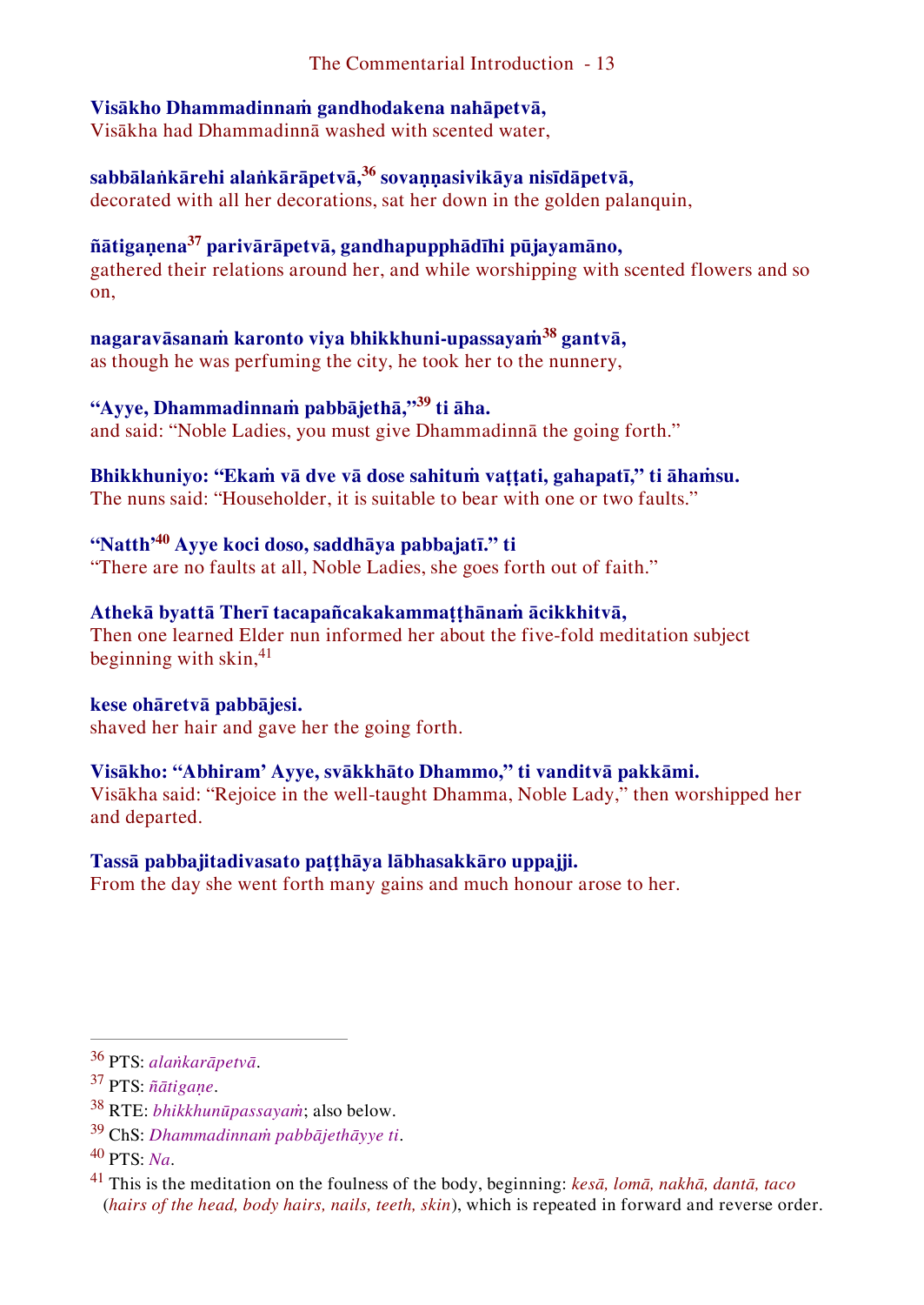**Visākho Dhammadinnaṁ gandhodakena nahāpetvā,**
Visākha had Dhammadinnā washed with scented water,

**sabbālaṅkārehi alaṅkārāpetvā,[36] sovaṇṇasivikāya nisīdāpetvā,**
decorated with all her decorations, sat her down in the golden palanquin,

**ñātigaṇena[37] parivārāpetvā, gandhapupphādīhi pūjayamāno,**
gathered their relations around her, and while worshipping with scented flowers and so on,

**nagaravāsanaṁ karonto viya bhikkhuni-upassayaṁ[38] gantvā,**
as though he was perfuming the city, he took her to the nunnery,

**"Ayye, Dhammadinnaṁ pabbājethā,"[39] ti āha.**
and said: "Noble Ladies, you must give Dhammadinnā the going forth."

**Bhikkhuniyo: "Ekaṁ vā dve vā dose sahituṁ vaṭṭati, gahapatī," ti āhaṁsu.**
The nuns said: "Householder, it is suitable to bear with one or two faults."

**"Natth'[40] Ayye koci doso, saddhāya pabbajatī." ti**
"There are no faults at all, Noble Ladies, she goes forth out of faith."

**Athekā byattā Therī tacapañcakakammaṭṭhānaṁ ācikkhitvā,**
Then one learned Elder nun informed her about the five-fold meditation subject beginning with skin,[41]

**kese ohāretvā pabbājesi.**
shaved her hair and gave her the going forth.

**Visākho: "Abhiram' Ayye, svākkhāto Dhammo," ti vanditvā pakkāmi.**
Visākha said: "Rejoice in the well-taught Dhamma, Noble Lady," then worshipped her and departed.

**Tassā pabbajitadivasato paṭṭhāya lābhasakkāro uppajji.**
From the day she went forth many gains and much honour arose to her.

---

[36] PTS: *alaṅkarāpetvā*.

[37] PTS: *ñātigaṇe*.

[38] RTE: *bhikkhunūpassayaṁ*; also below.

[39] ChS: *Dhammadinnaṁ pabbājethāyye ti*.

[40] PTS: *Na*.

[41] This is the meditation on the foulness of the body, beginning: *kesā, lomā, nakhā, dantā, taco* (*hairs of the head, body hairs, nails, teeth, skin*), which is repeated in forward and reverse order.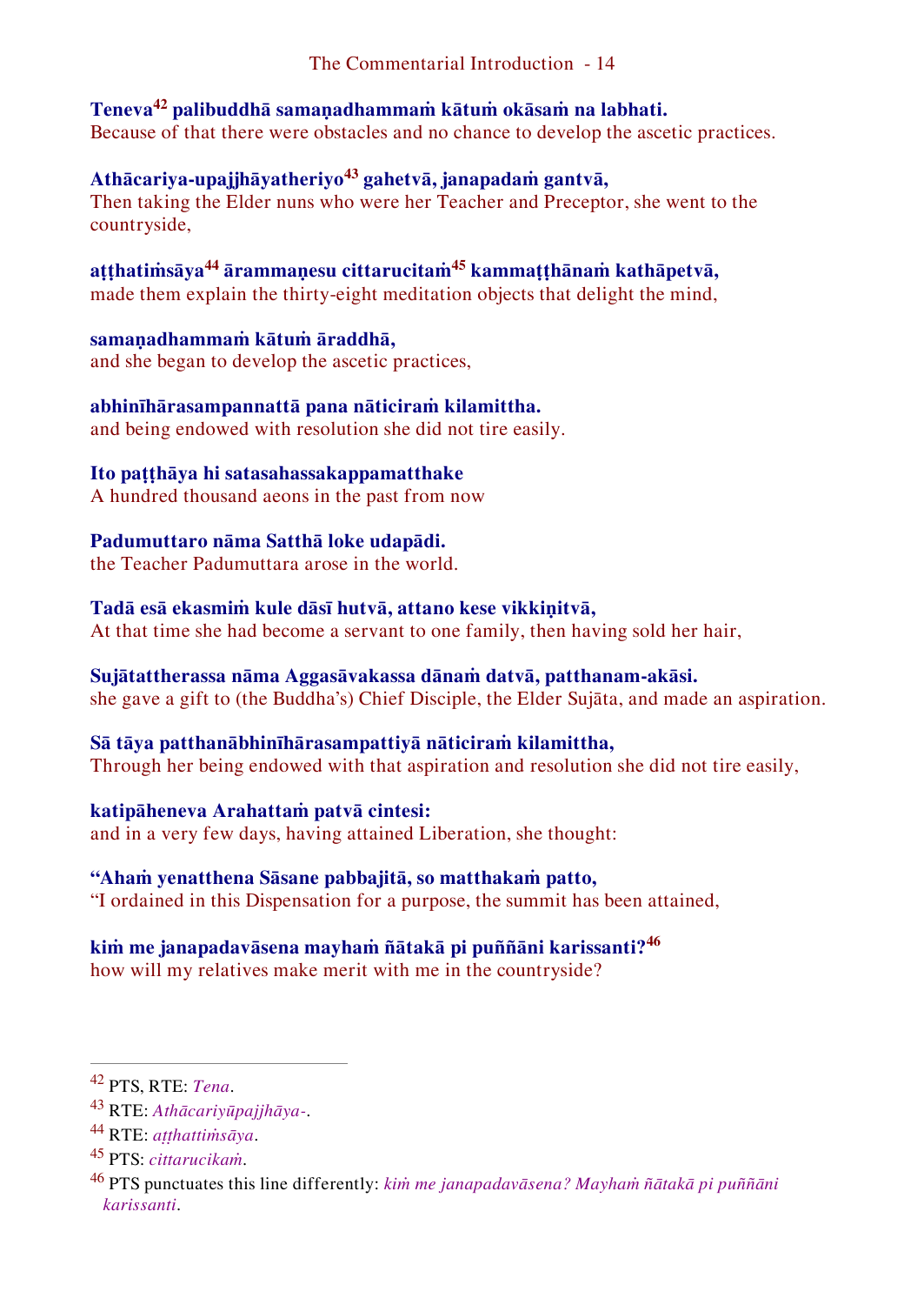**Teneva[42] palibuddhā samaṇadhammaṁ kātuṁ okāsaṁ na labhati.**
Because of that there were obstacles and no chance to develop the ascetic practices.

**Athācariya-upajjhāyatheriyo[43] gahetvā, janapadaṁ gantvā,**
Then taking the Elder nuns who were her Teacher and Preceptor, she went to the countryside,

**aṭṭhatiṁsāya[44] ārammaṇesu cittarucitaṁ[45] kammaṭṭhānaṁ kathāpetvā,**
made them explain the thirty-eight meditation objects that delight the mind,

**samaṇadhammaṁ kātuṁ āraddhā,**
and she began to develop the ascetic practices,

**abhinīhārasampannattā pana nāticiraṁ kilamittha.**
and being endowed with resolution she did not tire easily.

**Ito paṭṭhāya hi satasahassakappamatthake**
A hundred thousand aeons in the past from now

**Padumuttaro nāma Satthā loke udapādi.**
the Teacher Padumuttara arose in the world.

**Tadā esā ekasmiṁ kule dāsī hutvā, attano kese vikkiṇitvā,**
At that time she had become a servant to one family, then having sold her hair,

**Sujātattherassa nāma Aggasāvakassa dānaṁ datvā, patthanam-akāsi.**
she gave a gift to (the Buddha's) Chief Disciple, the Elder Sujāta, and made an aspiration.

**Sā tāya patthanābhinīhārasampattiyā nāticiraṁ kilamittha,**
Through her being endowed with that aspiration and resolution she did not tire easily,

**katipāheneva Arahattaṁ patvā cintesi:**
and in a very few days, having attained Liberation, she thought:

**"Ahaṁ yenatthena Sāsane pabbajitā, so matthakaṁ patto,**
"I ordained in this Dispensation for a purpose, the summit has been attained,

**kiṁ me janapadavāsena mayhaṁ ñātakā pi puññāni karissanti?[46]**
how will my relatives make merit with me in the countryside?

---

[42] PTS, RTE: *Tena*.

[43] RTE: *Athācariyūpajjhāya-*.

[44] RTE: *aṭṭhattiṁsāya*.

[45] PTS: *cittarucikaṁ*.

[46] PTS punctuates this line differently: *kiṁ me janapadavāsena? Mayhaṁ ñātakā pi puññāni karissanti*.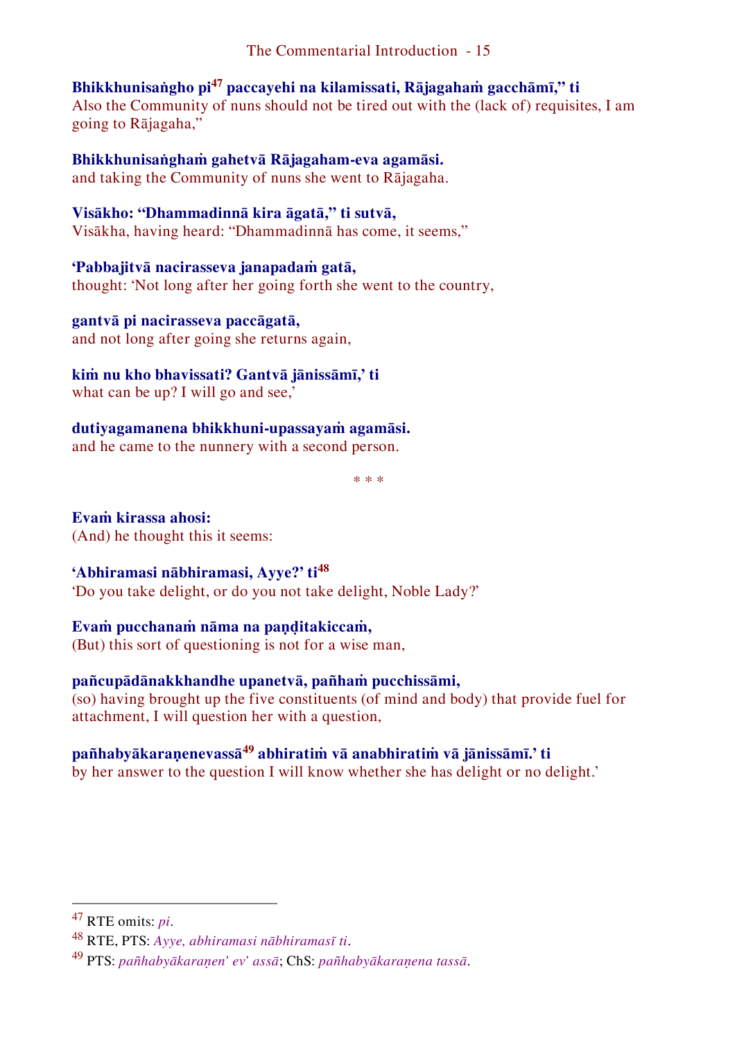**Bhikkhunisaṅgho pi[47] paccayehi na kilamissati, Rājagahaṁ gacchāmī," ti**
Also the Community of nuns should not be tired out with the (lack of) requisites, I am going to Rājagaha,"

**Bhikkhunisaṅghaṁ gahetvā Rājagaham-eva agamāsi.**
and taking the Community of nuns she went to Rājagaha.

**Visākho: "Dhammadinnā kira āgatā," ti sutvā,**
Visākha, having heard: "Dhammadinnā has come, it seems,"

**'Pabbajitvā nacirasseva janapadaṁ gatā,**
thought: 'Not long after her going forth she went to the country,

**gantvā pi nacirasseva paccāgatā,**
and not long after going she returns again,

**kiṁ nu kho bhavissati? Gantvā jānissāmī,' ti**
what can be up? I will go and see,'

**dutiyagamanena bhikkhuni-upassayaṁ agamāsi.**
and he came to the nunnery with a second person.

\* \* \*

**Evaṁ kirassa ahosi:**
(And) he thought this it seems:

**'Abhiramasi nābhiramasi, Ayye?' ti[48]**
'Do you take delight, or do you not take delight, Noble Lady?'

**Evaṁ pucchanaṁ nāma na paṇḍitakiccaṁ,**
(But) this sort of questioning is not for a wise man,

**pañcupādānakkhandhe upanetvā, pañhaṁ pucchissāmi,**
(so) having brought up the five constituents (of mind and body) that provide fuel for attachment, I will question her with a question,

**pañhabyākaraṇenevassā[49] abhiratiṁ vā anabhiratiṁ vā jānissāmī.' ti**
by her answer to the question I will know whether she has delight or no delight.'

---

[47] RTE omits: *pi*.

[48] RTE, PTS: *Ayye, abhiramasi nābhiramasī ti*.

[49] PTS: *pañhabyākaraṇen' ev' assā*; ChS: *pañhabyākaraṇena tassā*.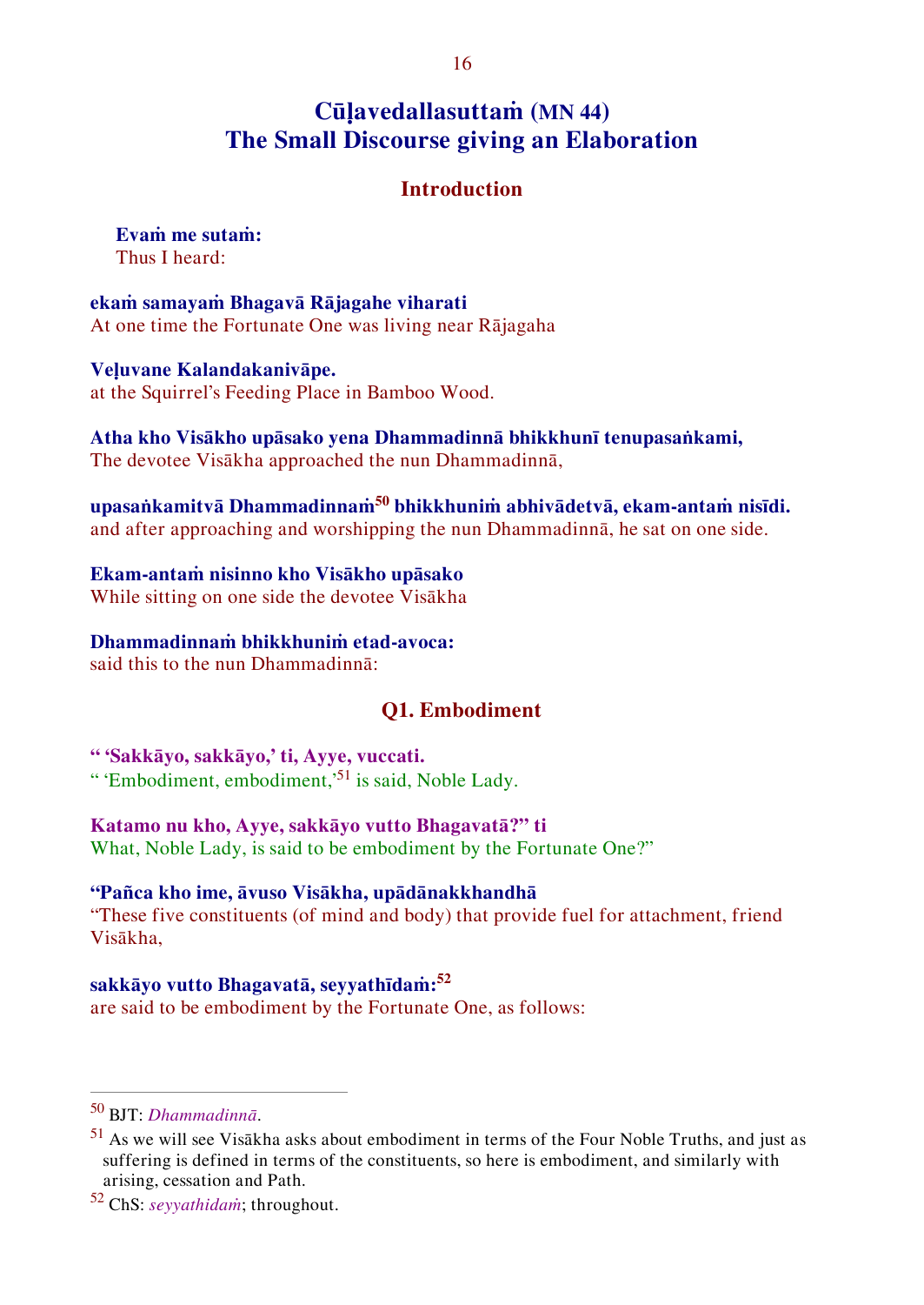# Cūḷavedallasuttaṁ (MN 44)
# The Small Discourse giving an Elaboration

## Introduction

**Evaṁ me sutaṁ:**
Thus I heard:

**ekaṁ samayaṁ Bhagavā Rājagahe viharati**
At one time the Fortunate One was living near Rājagaha

**Veḷuvane Kalandakanivāpe.**
at the Squirrel's Feeding Place in Bamboo Wood.

**Atha kho Visākho upāsako yena Dhammadinnā bhikkhunī tenupasaṅkami,**
The devotee Visākha approached the nun Dhammadinnā,

**upasaṅkamitvā Dhammadinnaṁ[50] bhikkhuniṁ abhivādetvā, ekam-antaṁ nisīdi.**
and after approaching and worshipping the nun Dhammadinnā, he sat on one side.

**Ekam-antaṁ nisinno kho Visākho upāsako**
While sitting on one side the devotee Visākha

**Dhammadinnaṁ bhikkhuniṁ etad-avoca:**
said this to the nun Dhammadinnā:

## Q1. Embodiment

**" 'Sakkāyo, sakkāyo,' ti, Ayye, vuccati.**
" 'Embodiment, embodiment,'[51] is said, Noble Lady.

**Katamo nu kho, Ayye, sakkāyo vutto Bhagavatā?" ti**
What, Noble Lady, is said to be embodiment by the Fortunate One?"

**"Pañca kho ime, āvuso Visākha, upādānakkhandhā**
"These five constituents (of mind and body) that provide fuel for attachment, friend Visākha,

**sakkāyo vutto Bhagavatā, seyyathīdaṁ:[52]**
are said to be embodiment by the Fortunate One, as follows:

---

[50] BJT: *Dhammadinnā*.

[51] As we will see Visākha asks about embodiment in terms of the Four Noble Truths, and just as suffering is defined in terms of the constituents, so here is embodiment, and similarly with arising, cessation and Path.

[52] ChS: *seyyathidaṁ*; throughout.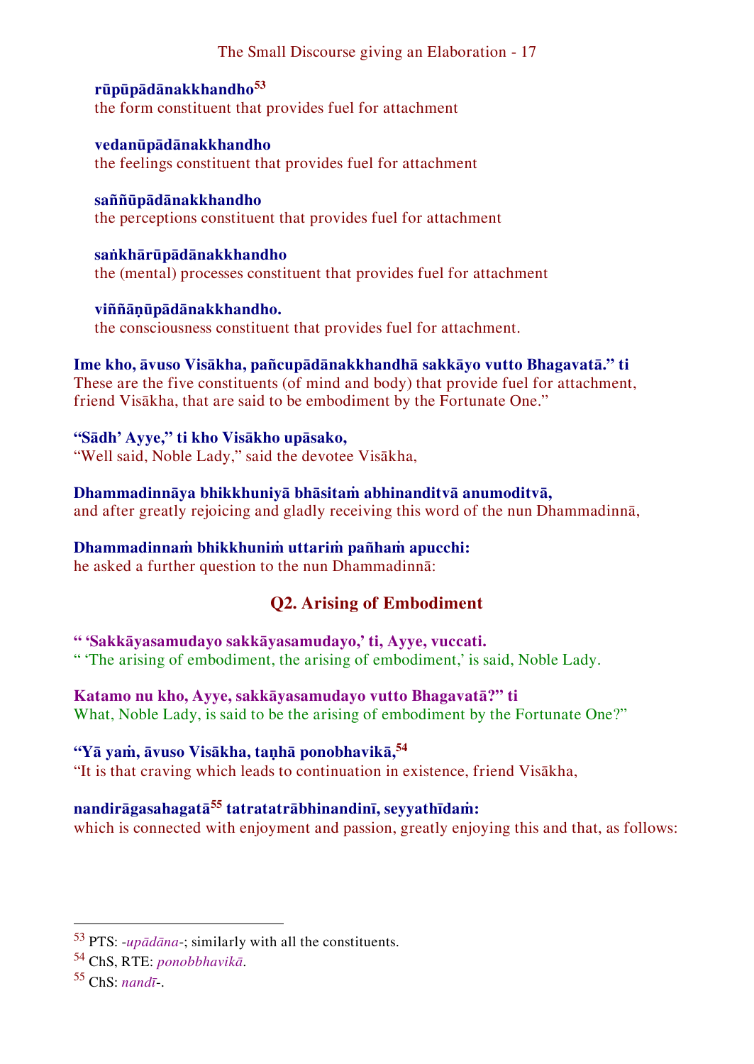**rūpūpādānakkhandho**[53]
the form constituent that provides fuel for attachment

**vedanūpādānakkhandho**
the feelings constituent that provides fuel for attachment

**saññūpādānakkhandho**
the perceptions constituent that provides fuel for attachment

**saṅkhārūpādānakkhandho**
the (mental) processes constituent that provides fuel for attachment

**viññāṇūpādānakkhandho.**
the consciousness constituent that provides fuel for attachment.

**Ime kho, āvuso Visākha, pañcupādānakkhandhā sakkāyo vutto Bhagavatā." ti**
These are the five constituents (of mind and body) that provide fuel for attachment, friend Visākha, that are said to be embodiment by the Fortunate One."

**"Sādh' Ayye," ti kho Visākho upāsako,**
"Well said, Noble Lady," said the devotee Visākha,

**Dhammadinnāya bhikkhuniyā bhāsitaṁ abhinanditvā anumoditvā,**
and after greatly rejoicing and gladly receiving this word of the nun Dhammadinnā,

**Dhammadinnaṁ bhikkhuniṁ uttariṁ pañhaṁ apucchi:**
he asked a further question to the nun Dhammadinnā:

## Q2. Arising of Embodiment

**" 'Sakkāyasamudayo sakkāyasamudayo,' ti, Ayye, vuccati.**
" 'The arising of embodiment, the arising of embodiment,' is said, Noble Lady.

**Katamo nu kho, Ayye, sakkāyasamudayo vutto Bhagavatā?" ti**
What, Noble Lady, is said to be the arising of embodiment by the Fortunate One?"

**"Yā yaṁ, āvuso Visākha, taṇhā ponobhavikā,**[54]
"It is that craving which leads to continuation in existence, friend Visākha,

**nandirāgasahagatā**[55] **tatratatrābhinandinī, seyyathīdaṁ:**
which is connected with enjoyment and passion, greatly enjoying this and that, as follows:

---

[53] PTS: -*upādāna*-; similarly with all the constituents.

[54] ChS, RTE: *ponobbhavikā*.

[55] ChS: *nandī*-.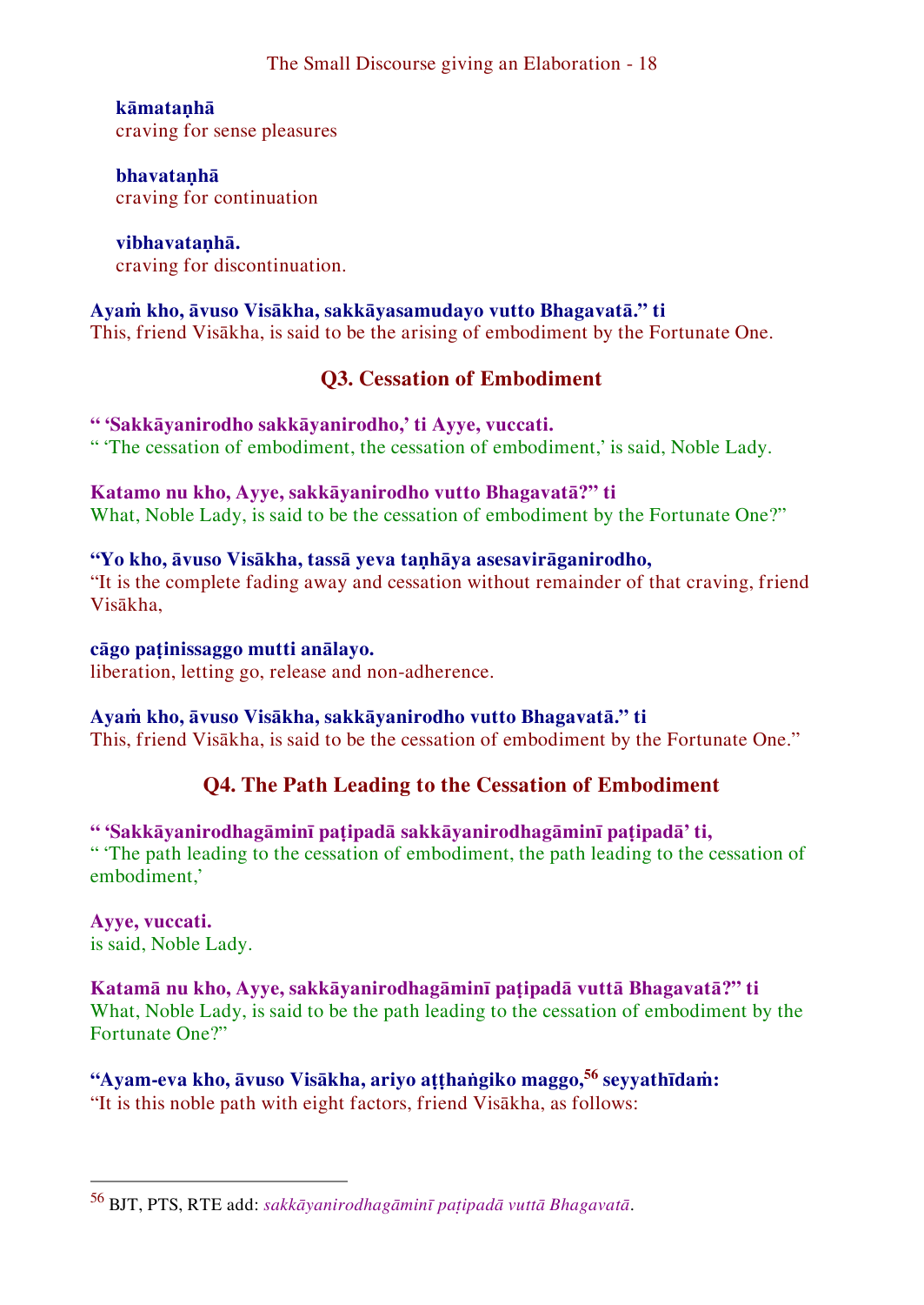**kāmataṇhā**
craving for sense pleasures

**bhavataṇhā**
craving for continuation

**vibhavataṇhā.**
craving for discontinuation.

**Ayaṁ kho, āvuso Visākha, sakkāyasamudayo vutto Bhagavatā.” ti**
This, friend Visākha, is said to be the arising of embodiment by the Fortunate One.

## Q3. Cessation of Embodiment

**“ ‘Sakkāyanirodho sakkāyanirodho,’ ti Ayye, vuccati.**
“ ‘The cessation of embodiment, the cessation of embodiment,’ is said, Noble Lady.

**Katamo nu kho, Ayye, sakkāyanirodho vutto Bhagavatā?” ti**
What, Noble Lady, is said to be the cessation of embodiment by the Fortunate One?”

**“Yo kho, āvuso Visākha, tassā yeva taṇhāya asesavirāganirodho,**
“It is the complete fading away and cessation without remainder of that craving, friend Visākha,

**cāgo paṭinissaggo mutti anālayo.**
liberation, letting go, release and non-adherence.

**Ayaṁ kho, āvuso Visākha, sakkāyanirodho vutto Bhagavatā.” ti**
This, friend Visākha, is said to be the cessation of embodiment by the Fortunate One.”

## Q4. The Path Leading to the Cessation of Embodiment

**“ ‘Sakkāyanirodhagāminī paṭipadā sakkāyanirodhagāminī paṭipadā’ ti,**
“ ‘The path leading to the cessation of embodiment, the path leading to the cessation of embodiment,’

**Ayye, vuccati.**
is said, Noble Lady.

**Katamā nu kho, Ayye, sakkāyanirodhagāminī paṭipadā vuttā Bhagavatā?” ti**
What, Noble Lady, is said to be the path leading to the cessation of embodiment by the Fortunate One?”

**“Ayam-eva kho, āvuso Visākha, ariyo aṭṭhaṅgiko maggo,[56] seyyathīdaṁ:**
“It is this noble path with eight factors, friend Visākha, as follows:

---

[56] BJT, PTS, RTE add: *sakkāyanirodhagāminī paṭipadā vuttā Bhagavatā*.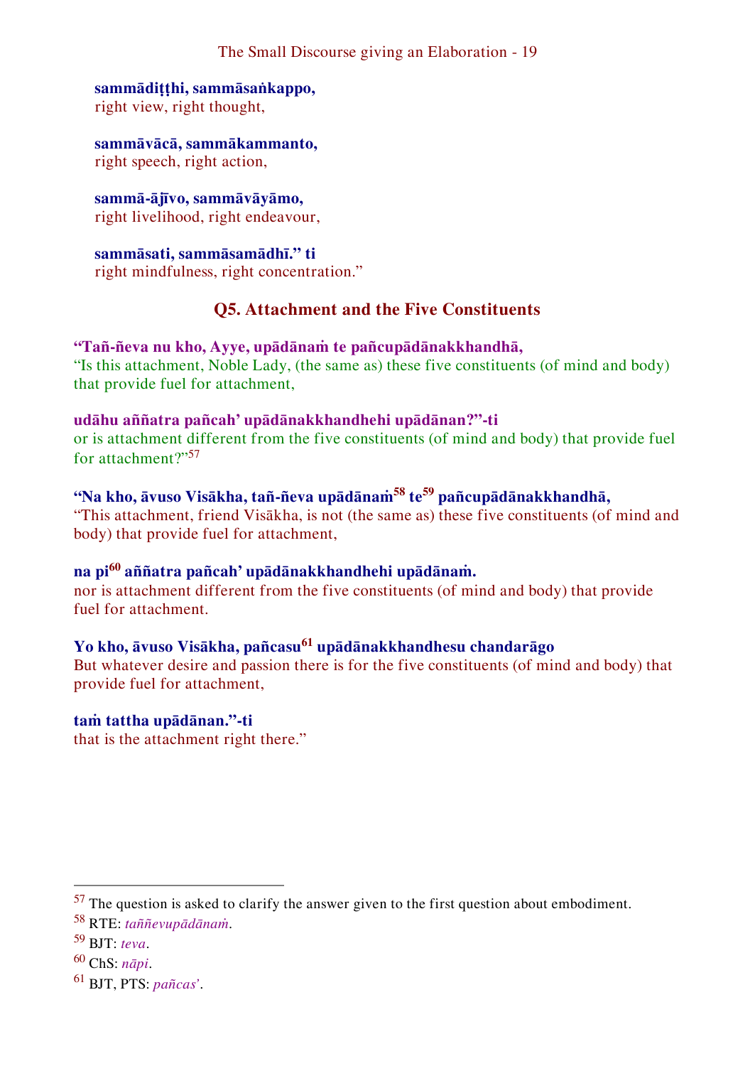**sammādiṭṭhi, sammāsaṅkappo,**
right view, right thought,

**sammāvācā, sammākammanto,**
right speech, right action,

**sammā-ājīvo, sammāvāyāmo,**
right livelihood, right endeavour,

**sammāsati, sammāsamādhī.” ti**
right mindfulness, right concentration.”

## Q5. Attachment and the Five Constituents

**“Tañ-ñeva nu kho, Ayye, upādānaṁ te pañcupādānakkhandhā,**
“Is this attachment, Noble Lady, (the same as) these five constituents (of mind and body) that provide fuel for attachment,

**udāhu aññatra pañcah’ upādānakkhandhehi upādānan?”-ti**
or is attachment different from the five constituents (of mind and body) that provide fuel for attachment?”[57]

**“Na kho, āvuso Visākha, tañ-ñeva upādānaṁ[58] te[59] pañcupādānakkhandhā,**
“This attachment, friend Visākha, is not (the same as) these five constituents (of mind and body) that provide fuel for attachment,

**na pi[60] aññatra pañcah’ upādānakkhandhehi upādānaṁ.**
nor is attachment different from the five constituents (of mind and body) that provide fuel for attachment.

**Yo kho, āvuso Visākha, pañcasu[61] upādānakkhandhesu chandarāgo**
But whatever desire and passion there is for the five constituents (of mind and body) that provide fuel for attachment,

**taṁ tattha upādānan.”-ti**
that is the attachment right there.”

---

[57] The question is asked to clarify the answer given to the first question about embodiment.

[58] RTE: *taññevupādānaṁ*.

[59] BJT: *teva*.

[60] ChS: *nāpi*.

[61] BJT, PTS: *pañcas’*.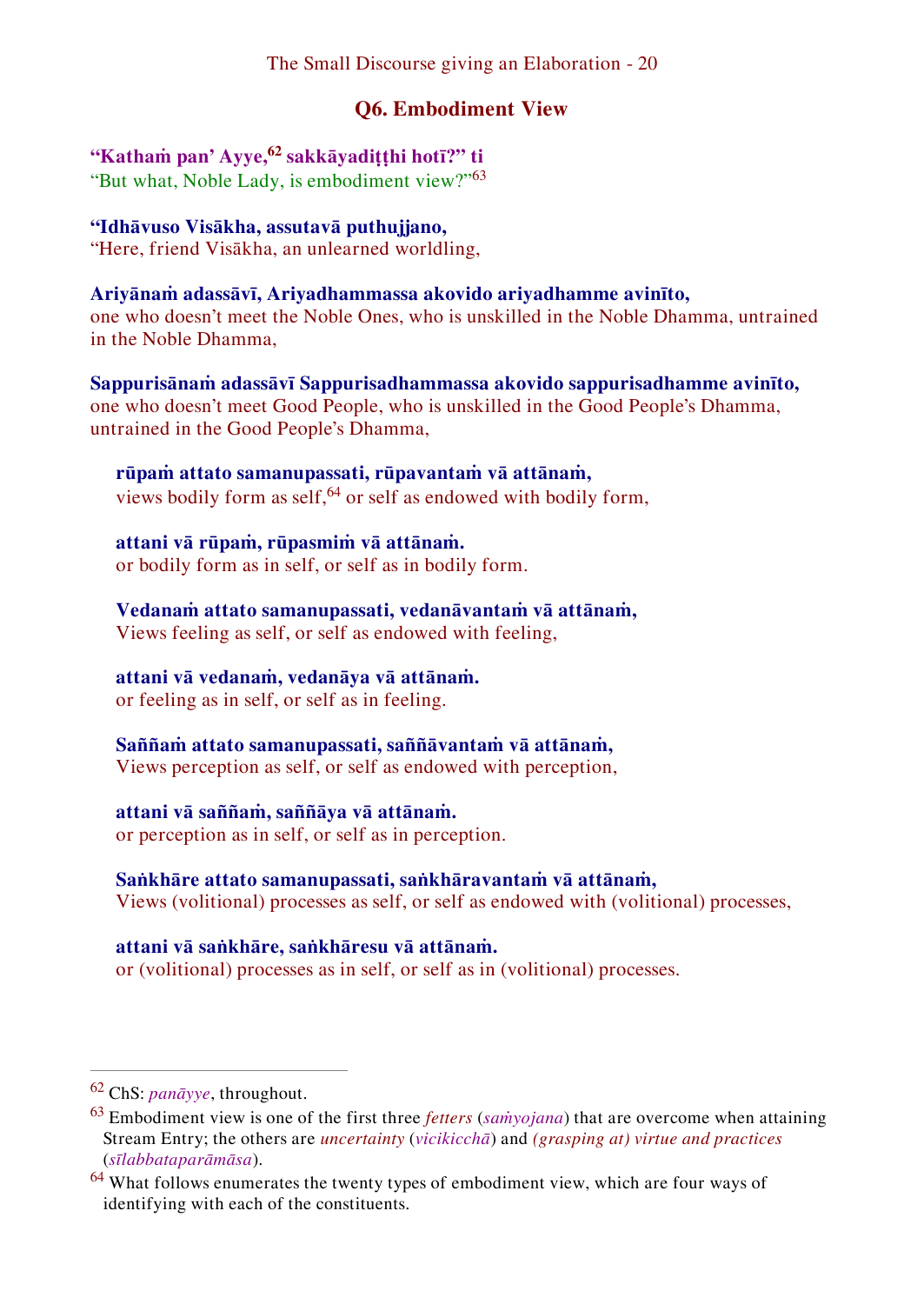## Q6. Embodiment View

**“Kathaṁ pan’ Ayye,[62] sakkāyadiṭṭhi hotī?” ti**
“But what, Noble Lady, is embodiment view?”[63]

**“Idhāvuso Visākha, assutavā puthujjano,**
“Here, friend Visākha, an unlearned worldling,

**Ariyānaṁ adassāvī, Ariyadhammassa akovido ariyadhamme avinīto,**
one who doesn’t meet the Noble Ones, who is unskilled in the Noble Dhamma, untrained in the Noble Dhamma,

**Sappurisānaṁ adassāvī Sappurisadhammassa akovido sappurisadhamme avinīto,**
one who doesn’t meet Good People, who is unskilled in the Good People’s Dhamma, untrained in the Good People’s Dhamma,

> **rūpaṁ attato samanupassati, rūpavantaṁ vā attānaṁ,**
> views bodily form as self,[64] or self as endowed with bodily form,
>
> **attani vā rūpaṁ, rūpasmiṁ vā attānaṁ.**
> or bodily form as in self, or self as in bodily form.
>
> **Vedanaṁ attato samanupassati, vedanāvantaṁ vā attānaṁ,**
> Views feeling as self, or self as endowed with feeling,
>
> **attani vā vedanaṁ, vedanāya vā attānaṁ.**
> or feeling as in self, or self as in feeling.
>
> **Saññaṁ attato samanupassati, saññāvantaṁ vā attānaṁ,**
> Views perception as self, or self as endowed with perception,
>
> **attani vā saññaṁ, saññāya vā attānaṁ.**
> or perception as in self, or self as in perception.
>
> **Saṅkhāre attato samanupassati, saṅkhāravantaṁ vā attānaṁ,**
> Views (volitional) processes as self, or self as endowed with (volitional) processes,
>
> **attani vā saṅkhāre, saṅkhāresu vā attānaṁ.**
> or (volitional) processes as in self, or self as in (volitional) processes.

---

[62] ChS: *panāyye*, throughout.

[63] Embodiment view is one of the first three *fetters* (*saṁyojana*) that are overcome when attaining Stream Entry; the others are *uncertainty* (*vicikicchā*) and *(grasping at) virtue and practices* (*sīlabbataparāmāsa*).

[64] What follows enumerates the twenty types of embodiment view, which are four ways of identifying with each of the constituents.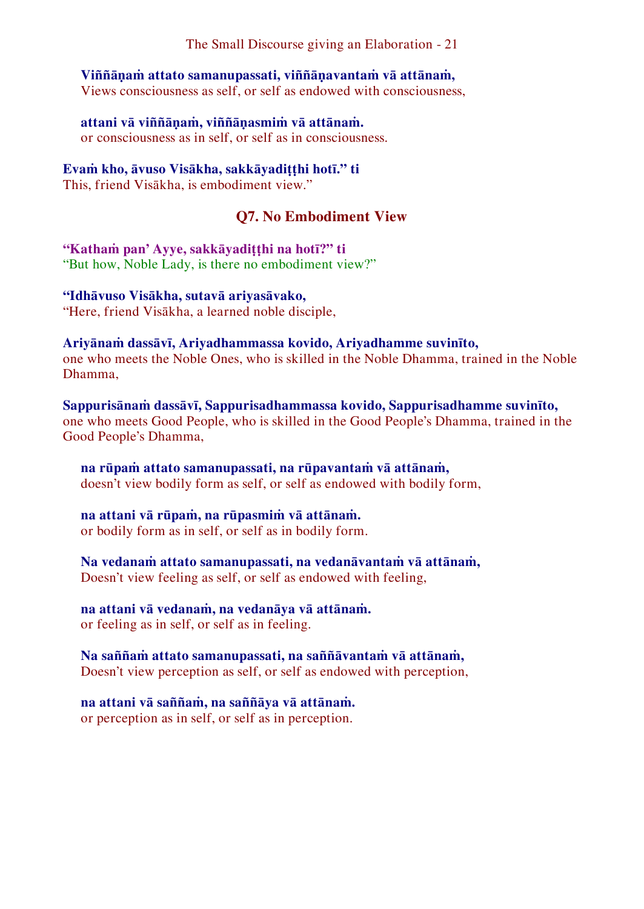**Viññāṇaṁ attato samanupassati, viññāṇavantaṁ vā attānaṁ,**
Views consciousness as self, or self as endowed with consciousness,

**attani vā viññāṇaṁ, viññāṇasmiṁ vā attānaṁ.**
or consciousness as in self, or self as in consciousness.

**Evaṁ kho, āvuso Visākha, sakkāyadiṭṭhi hotī." ti**
This, friend Visākha, is embodiment view."

### Q7. No Embodiment View

**"Kathaṁ pan' Ayye, sakkāyadiṭṭhi na hotī?" ti**
"But how, Noble Lady, is there no embodiment view?"

**"Idhāvuso Visākha, sutavā ariyasāvako,**
"Here, friend Visākha, a learned noble disciple,

**Ariyānaṁ dassāvī, Ariyadhammassa kovido, Ariyadhamme suvinīto,**
one who meets the Noble Ones, who is skilled in the Noble Dhamma, trained in the Noble Dhamma,

**Sappurisānaṁ dassāvī, Sappurisadhammassa kovido, Sappurisadhamme suvinīto,**
one who meets Good People, who is skilled in the Good People's Dhamma, trained in the Good People's Dhamma,

**na rūpaṁ attato samanupassati, na rūpavantaṁ vā attānaṁ,**
doesn't view bodily form as self, or self as endowed with bodily form,

**na attani vā rūpaṁ, na rūpasmiṁ vā attānaṁ.**
or bodily form as in self, or self as in bodily form.

**Na vedanaṁ attato samanupassati, na vedanāvantaṁ vā attānaṁ,**
Doesn't view feeling as self, or self as endowed with feeling,

**na attani vā vedanaṁ, na vedanāya vā attānaṁ.**
or feeling as in self, or self as in feeling.

**Na saññaṁ attato samanupassati, na saññāvantaṁ vā attānaṁ,**
Doesn't view perception as self, or self as endowed with perception,

**na attani vā saññaṁ, na saññāya vā attānaṁ.**
or perception as in self, or self as in perception.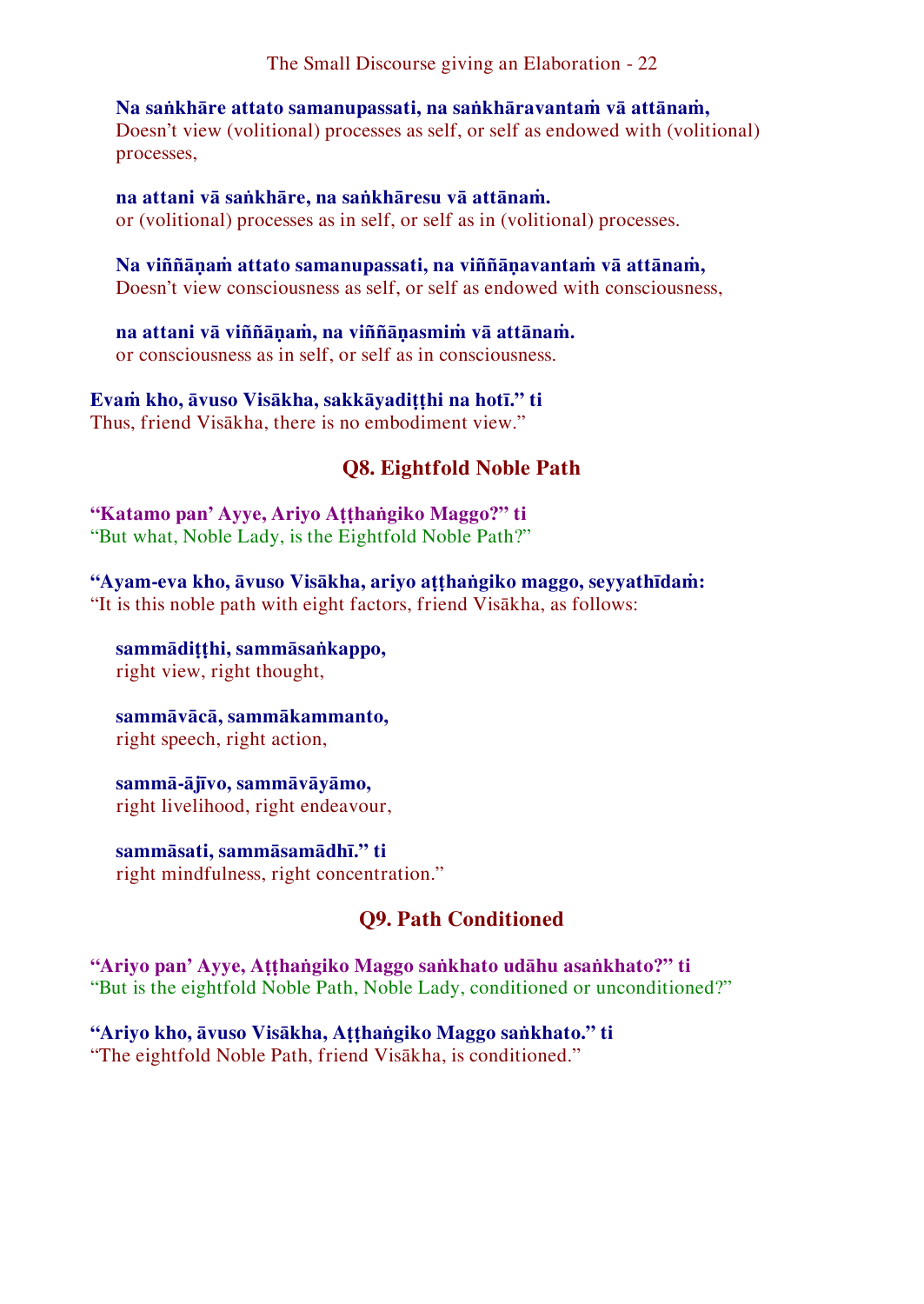**Na saṅkhāre attato samanupassati, na saṅkhāravantaṁ vā attānaṁ,**
Doesn't view (volitional) processes as self, or self as endowed with (volitional) processes,

**na attani vā saṅkhāre, na saṅkhāresu vā attānaṁ.**
or (volitional) processes as in self, or self as in (volitional) processes.

**Na viññāṇaṁ attato samanupassati, na viññāṇavantaṁ vā attānaṁ,**
Doesn't view consciousness as self, or self as endowed with consciousness,

**na attani vā viññāṇaṁ, na viññāṇasmiṁ vā attānaṁ.**
or consciousness as in self, or self as in consciousness.

**Evaṁ kho, āvuso Visākha, sakkāyadiṭṭhi na hotī." ti**
Thus, friend Visākha, there is no embodiment view."

## Q8. Eightfold Noble Path

**"Katamo pan' Ayye, Ariyo Aṭṭhaṅgiko Maggo?" ti**
"But what, Noble Lady, is the Eightfold Noble Path?"

**"Ayam-eva kho, āvuso Visākha, ariyo aṭṭhaṅgiko maggo, seyyathīdaṁ:**
"It is this noble path with eight factors, friend Visākha, as follows:

**sammādiṭṭhi, sammāsaṅkappo,**
right view, right thought,

**sammāvācā, sammākammanto,**
right speech, right action,

**sammā-ājīvo, sammāvāyāmo,**
right livelihood, right endeavour,

**sammāsati, sammāsamādhī." ti**
right mindfulness, right concentration."

## Q9. Path Conditioned

**"Ariyo pan' Ayye, Aṭṭhaṅgiko Maggo saṅkhato udāhu asaṅkhato?" ti**
"But is the eightfold Noble Path, Noble Lady, conditioned or unconditioned?"

**"Ariyo kho, āvuso Visākha, Aṭṭhaṅgiko Maggo saṅkhato." ti**
"The eightfold Noble Path, friend Visākha, is conditioned."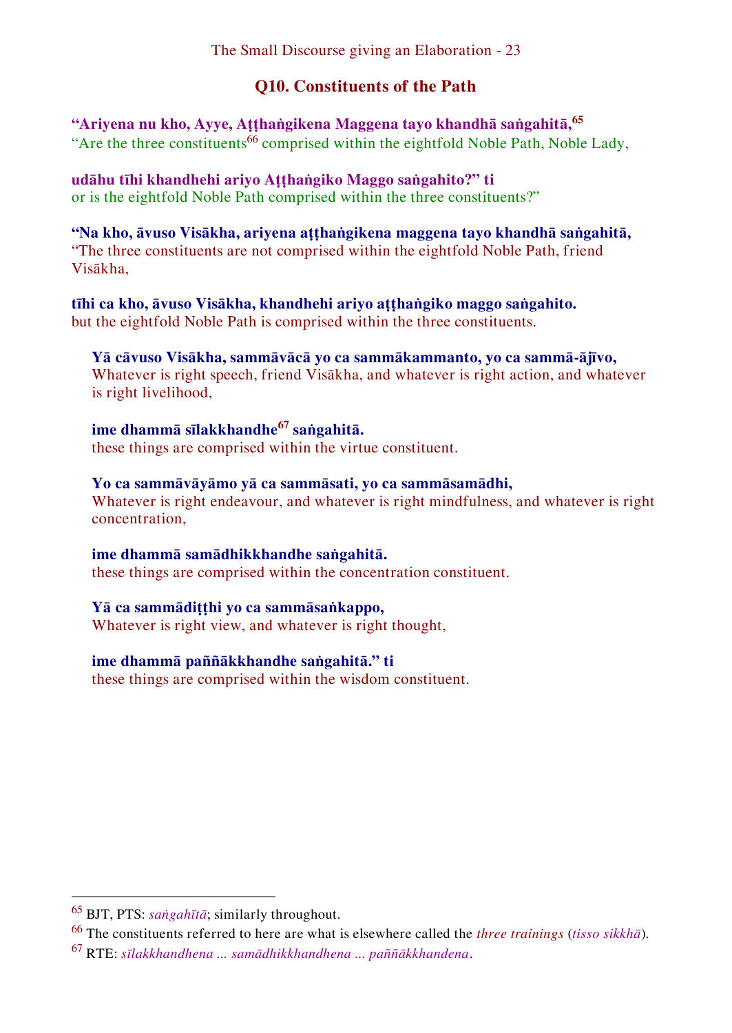## Q10. Constituents of the Path

**“Ariyena nu kho, Ayye, Aṭṭhaṅgikena Maggena tayo khandhā saṅgahitā,**[65]
“Are the three constituents[66] comprised within the eightfold Noble Path, Noble Lady,

**udāhu tīhi khandhehi ariyo Aṭṭhaṅgiko Maggo saṅgahito?” ti**
or is the eightfold Noble Path comprised within the three constituents?”

**“Na kho, āvuso Visākha, ariyena aṭṭhaṅgikena maggena tayo khandhā saṅgahitā,**
“The three constituents are not comprised within the eightfold Noble Path, friend Visākha,

**tīhi ca kho, āvuso Visākha, khandhehi ariyo aṭṭhaṅgiko maggo saṅgahito.**
but the eightfold Noble Path is comprised within the three constituents.

> **Yā cāvuso Visākha, sammāvācā yo ca sammākammanto, yo ca sammā-ājīvo,**
> Whatever is right speech, friend Visākha, and whatever is right action, and whatever is right livelihood,
>
> **ime dhammā sīlakkhandhe**[67] **saṅgahitā.**
> these things are comprised within the virtue constituent.
>
> **Yo ca sammāvāyāmo yā ca sammāsati, yo ca sammāsamādhi,**
> Whatever is right endeavour, and whatever is right mindfulness, and whatever is right concentration,
>
> **ime dhammā samādhikkhandhe saṅgahitā.**
> these things are comprised within the concentration constituent.
>
> **Yā ca sammādiṭṭhi yo ca sammāsaṅkappo,**
> Whatever is right view, and whatever is right thought,
>
> **ime dhammā paññākkhandhe saṅgahitā.” ti**
> these things are comprised within the wisdom constituent.

---

[65] BJT, PTS: *saṅgahītā*; similarly throughout.

[66] The constituents referred to here are what is elsewhere called the *three trainings* (*tisso sikkhā*).

[67] RTE: *sīlakkhandhena ... samādhikkhandhena ... paññākkhandena*.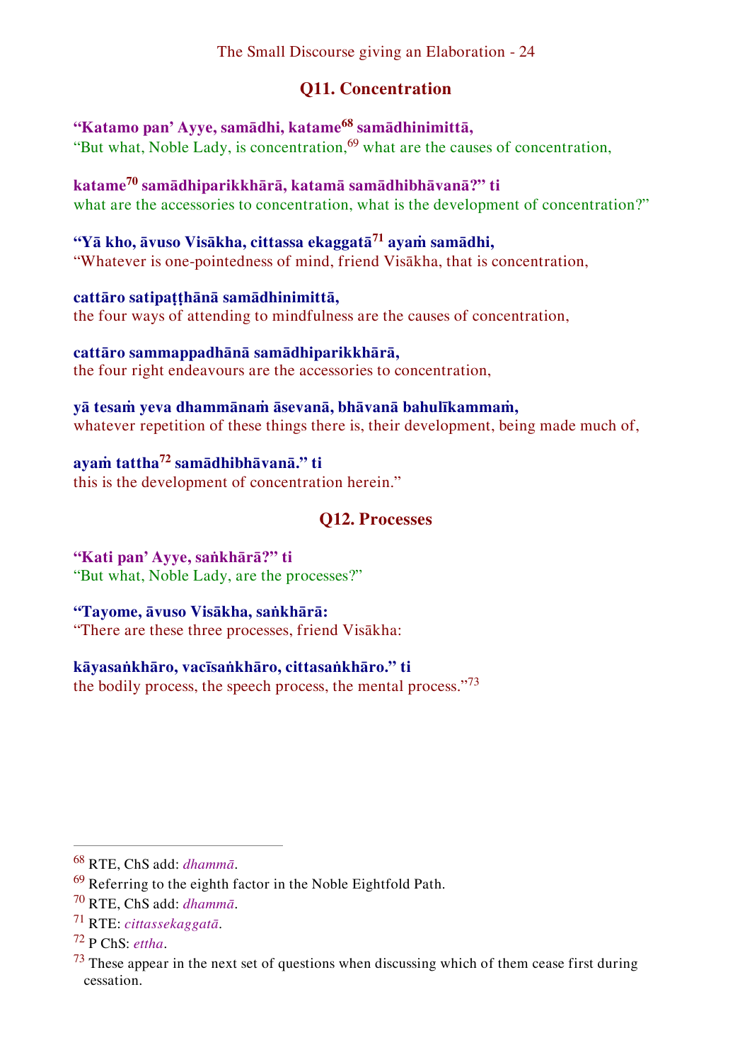## Q11. Concentration

**“Katamo pan’ Ayye, samādhi, katame[68] samādhinimittā,**
“But what, Noble Lady, is concentration,[69] what are the causes of concentration,

**katame[70] samādhiparikkhārā, katamā samādhibhāvanā?” ti**
what are the accessories to concentration, what is the development of concentration?”

**“Yā kho, āvuso Visākha, cittassa ekaggatā[71] ayaṁ samādhi,**
“Whatever is one-pointedness of mind, friend Visākha, that is concentration,

**cattāro satipaṭṭhānā samādhinimittā,**
the four ways of attending to mindfulness are the causes of concentration,

**cattāro sammappadhānā samādhiparikkhārā,**
the four right endeavours are the accessories to concentration,

**yā tesaṁ yeva dhammānaṁ āsevanā, bhāvanā bahulīkammaṁ,**
whatever repetition of these things there is, their development, being made much of,

**ayaṁ tattha[72] samādhibhāvanā.” ti**
this is the development of concentration herein.”

## Q12. Processes

**“Kati pan’ Ayye, saṅkhārā?” ti**
“But what, Noble Lady, are the processes?”

**“Tayome, āvuso Visākha, saṅkhārā:**
“There are these three processes, friend Visākha:

**kāyasaṅkhāro, vacīsaṅkhāro, cittasaṅkhāro.” ti**
the bodily process, the speech process, the mental process.”[73]

---

[68] RTE, ChS add: *dhammā*.

[69] Referring to the eighth factor in the Noble Eightfold Path.

[70] RTE, ChS add: *dhammā*.

[71] RTE: *cittassekaggatā*.

[72] P ChS: *ettha*.

[73] These appear in the next set of questions when discussing which of them cease first during cessation.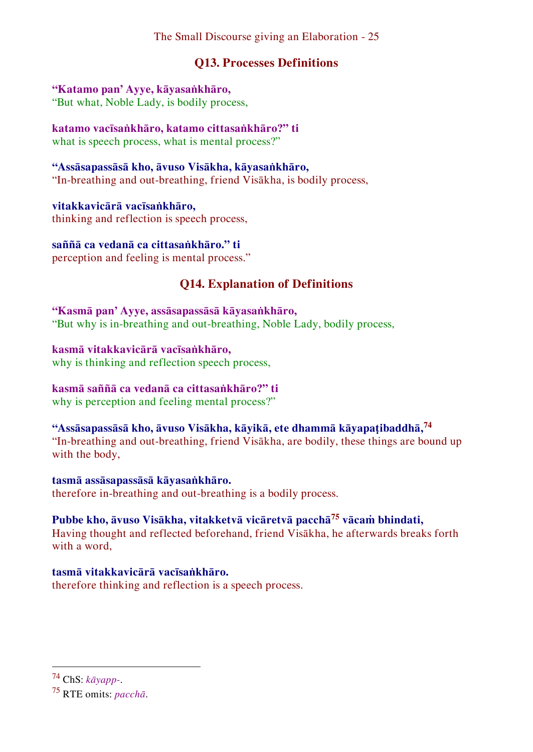## Q13. Processes Definitions

**“Katamo pan’ Ayye, kāyasaṅkhāro,**
“But what, Noble Lady, is bodily process,

**katamo vacīsaṅkhāro, katamo cittasaṅkhāro?” ti**
what is speech process, what is mental process?”

**“Assāsapassāsā kho, āvuso Visākha, kāyasaṅkhāro,**
“In-breathing and out-breathing, friend Visākha, is bodily process,

**vitakkavicārā vacīsaṅkhāro,**
thinking and reflection is speech process,

**saññā ca vedanā ca cittasaṅkhāro.” ti**
perception and feeling is mental process.”

## Q14. Explanation of Definitions

**“Kasmā pan’ Ayye, assāsapassāsā kāyasaṅkhāro,**
“But why is in-breathing and out-breathing, Noble Lady, bodily process,

**kasmā vitakkavicārā vacīsaṅkhāro,**
why is thinking and reflection speech process,

**kasmā saññā ca vedanā ca cittasaṅkhāro?” ti**
why is perception and feeling mental process?”

**“Assāsapassāsā kho, āvuso Visākha, kāyikā, ete dhammā kāyapaṭibaddhā,**[74]
“In-breathing and out-breathing, friend Visākha, are bodily, these things are bound up with the body,

**tasmā assāsapassāsā kāyasaṅkhāro.**
therefore in-breathing and out-breathing is a bodily process.

**Pubbe kho, āvuso Visākha, vitakketvā vicāretvā pacchā**[75] **vācaṁ bhindati,**
Having thought and reflected beforehand, friend Visākha, he afterwards breaks forth with a word,

**tasmā vitakkavicārā vacīsaṅkhāro.**
therefore thinking and reflection is a speech process.

---

[74] ChS: *kāyapp-*.

[75] RTE omits: *pacchā*.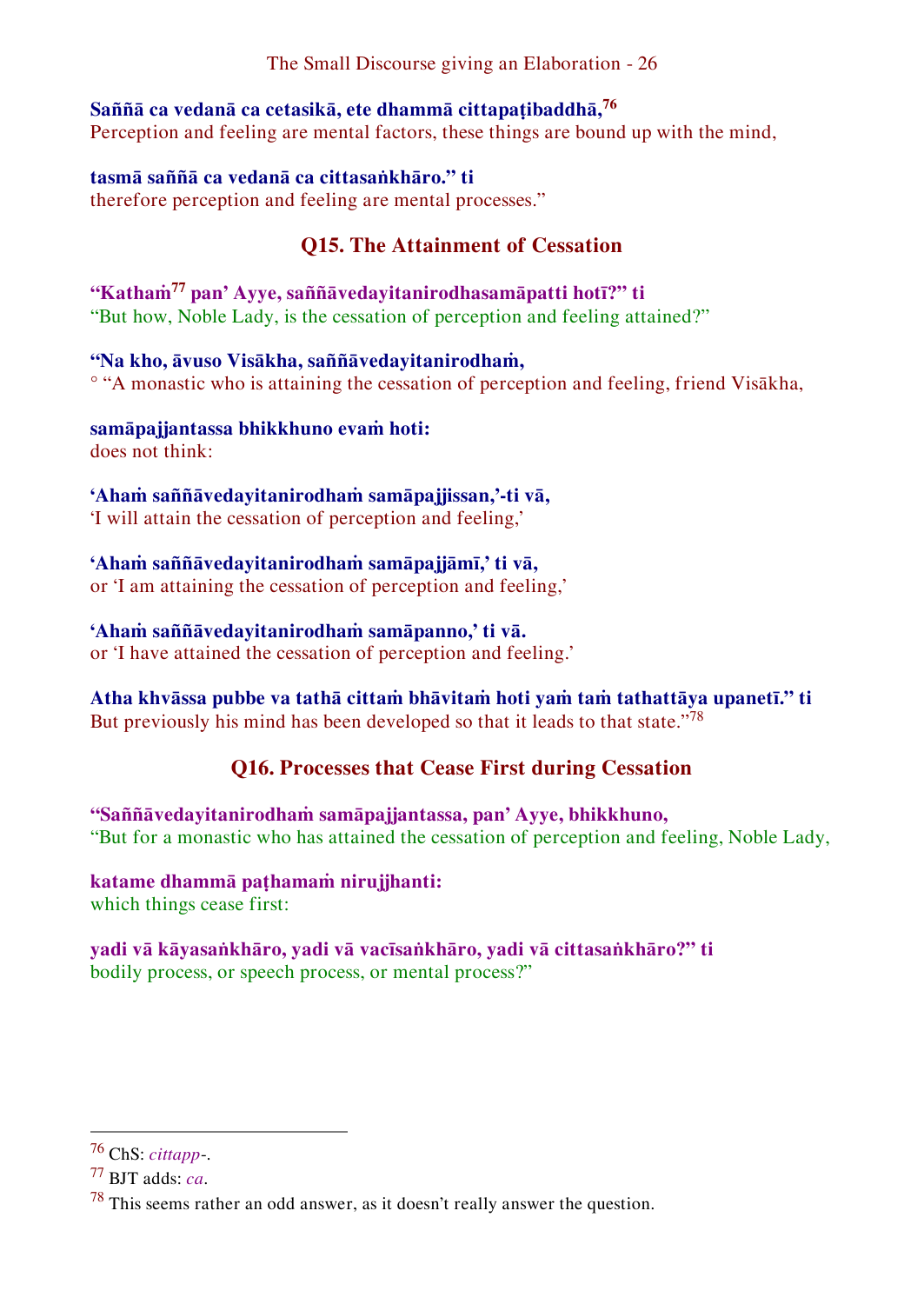**Saññā ca vedanā ca cetasikā, ete dhammā cittapaṭibaddhā,**[76]
Perception and feeling are mental factors, these things are bound up with the mind,

**tasmā saññā ca vedanā ca cittasaṅkhāro.” ti**
therefore perception and feeling are mental processes.”

## Q15. The Attainment of Cessation

**“Kathaṁ**[77] **pan’ Ayye, saññāvedayitanirodhasamāpatti hotī?” ti**
“But how, Noble Lady, is the cessation of perception and feeling attained?”

**“Na kho, āvuso Visākha, saññāvedayitanirodhaṁ,**
° “A monastic who is attaining the cessation of perception and feeling, friend Visākha,

**samāpajjantassa bhikkhuno evaṁ hoti:**
does not think:

**‘Ahaṁ saññāvedayitanirodhaṁ samāpajjissan,’-ti vā,**
‘I will attain the cessation of perception and feeling,’

**‘Ahaṁ saññāvedayitanirodhaṁ samāpajjāmī,’ ti vā,**
or ‘I am attaining the cessation of perception and feeling,’

**‘Ahaṁ saññāvedayitanirodhaṁ samāpanno,’ ti vā.**
or ‘I have attained the cessation of perception and feeling.’

**Atha khvāssa pubbe va tathā cittaṁ bhāvitaṁ hoti yaṁ taṁ tathattāya upanetī.” ti**
But previously his mind has been developed so that it leads to that state.”[78]

## Q16. Processes that Cease First during Cessation

**“Saññāvedayitanirodhaṁ samāpajjantassa, pan’ Ayye, bhikkhuno,**
“But for a monastic who has attained the cessation of perception and feeling, Noble Lady,

**katame dhammā paṭhamaṁ nirujjhanti:**
which things cease first:

**yadi vā kāyasaṅkhāro, yadi vā vacīsaṅkhāro, yadi vā cittasaṅkhāro?” ti**
bodily process, or speech process, or mental process?”

---

[76] ChS: *cittapp-*.

[77] BJT adds: *ca*.

[78] This seems rather an odd answer, as it doesn’t really answer the question.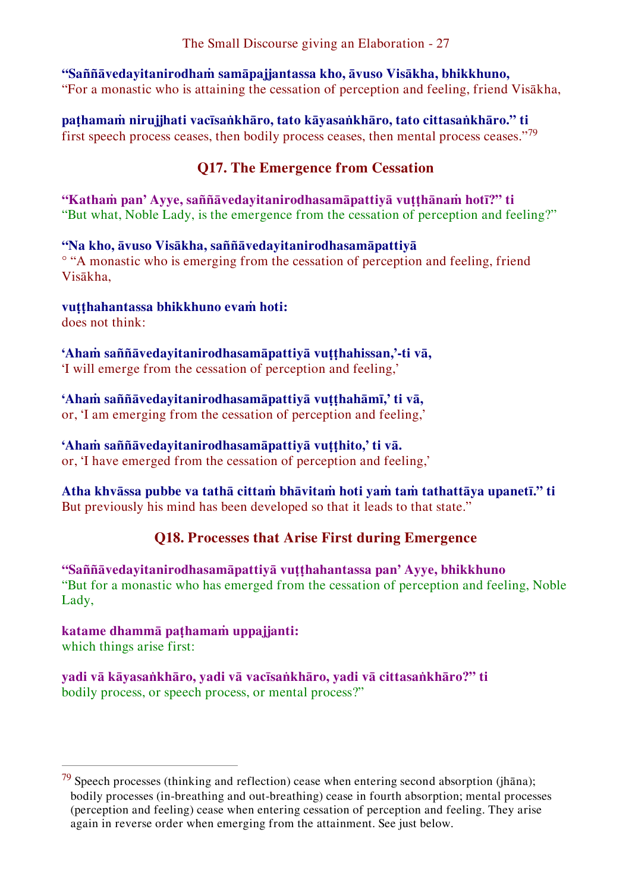**“Saññāvedayitanirodhaṁ samāpajjantassa kho, āvuso Visākha, bhikkhuno,**
“For a monastic who is attaining the cessation of perception and feeling, friend Visākha,

**paṭhamaṁ nirujjhati vacīsaṅkhāro, tato kāyasaṅkhāro, tato cittasaṅkhāro.” ti**
first speech process ceases, then bodily process ceases, then mental process ceases.”[79]

## Q17. The Emergence from Cessation

**“Kathaṁ pan’ Ayye, saññāvedayitanirodhasamāpattiyā vuṭṭhānaṁ hotī?” ti**
“But what, Noble Lady, is the emergence from the cessation of perception and feeling?”

**“Na kho, āvuso Visākha, saññāvedayitanirodhasamāpattiyā**
° “A monastic who is emerging from the cessation of perception and feeling, friend Visākha,

**vuṭṭhahantassa bhikkhuno evaṁ hoti:**
does not think:

**‘Ahaṁ saññāvedayitanirodhasamāpattiyā vuṭṭhahissan,’-ti vā,**
‘I will emerge from the cessation of perception and feeling,’

**‘Ahaṁ saññāvedayitanirodhasamāpattiyā vuṭṭhahāmī,’ ti vā,**
or, ‘I am emerging from the cessation of perception and feeling,’

**‘Ahaṁ saññāvedayitanirodhasamāpattiyā vuṭṭhito,’ ti vā.**
or, ‘I have emerged from the cessation of perception and feeling,’

**Atha khvāssa pubbe va tathā cittaṁ bhāvitaṁ hoti yaṁ taṁ tathattāya upanetī.” ti**
But previously his mind has been developed so that it leads to that state.”

## Q18. Processes that Arise First during Emergence

**“Saññāvedayitanirodhasamāpattiyā vuṭṭhahantassa pan’ Ayye, bhikkhuno**
“But for a monastic who has emerged from the cessation of perception and feeling, Noble Lady,

**katame dhammā paṭhamaṁ uppajjanti:**
which things arise first:

**yadi vā kāyasaṅkhāro, yadi vā vacīsaṅkhāro, yadi vā cittasaṅkhāro?” ti**
bodily process, or speech process, or mental process?”

---

[79] Speech processes (thinking and reflection) cease when entering second absorption (jhāna); bodily processes (in-breathing and out-breathing) cease in fourth absorption; mental processes (perception and feeling) cease when entering cessation of perception and feeling. They arise again in reverse order when emerging from the attainment. See just below.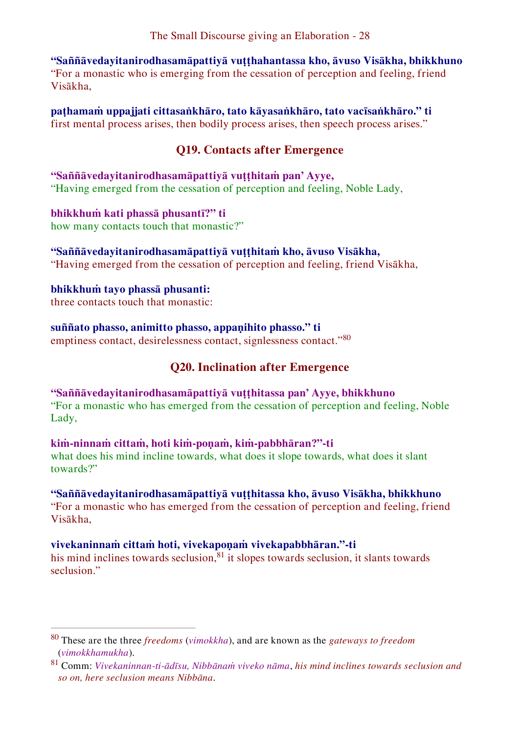**“Saññāvedayitanirodhasamāpattiyā vuṭṭhahantassa kho, āvuso Visākha, bhikkhuno**
“For a monastic who is emerging from the cessation of perception and feeling, friend Visākha,

**paṭhamaṁ uppajjati cittasaṅkhāro, tato kāyasaṅkhāro, tato vacīsaṅkhāro.” ti**
first mental process arises, then bodily process arises, then speech process arises.”

## Q19. Contacts after Emergence

**“Saññāvedayitanirodhasamāpattiyā vuṭṭhitaṁ pan’ Ayye,**
“Having emerged from the cessation of perception and feeling, Noble Lady,

**bhikkhuṁ kati phassā phusantī?” ti**
how many contacts touch that monastic?”

**“Saññāvedayitanirodhasamāpattiyā vuṭṭhitaṁ kho, āvuso Visākha,**
“Having emerged from the cessation of perception and feeling, friend Visākha,

**bhikkhuṁ tayo phassā phusanti:**
three contacts touch that monastic:

**suññato phasso, animitto phasso, appaṇihito phasso.” ti**
emptiness contact, desirelessness contact, signlessness contact.”[80]

## Q20. Inclination after Emergence

**“Saññāvedayitanirodhasamāpattiyā vuṭṭhitassa pan’ Ayye, bhikkhuno**
“For a monastic who has emerged from the cessation of perception and feeling, Noble Lady,

**kiṁ-ninnaṁ cittaṁ, hoti kiṁ-poṇaṁ, kiṁ-pabbhāran?”-ti**
what does his mind incline towards, what does it slope towards, what does it slant towards?”

**“Saññāvedayitanirodhasamāpattiyā vuṭṭhitassa kho, āvuso Visākha, bhikkhuno**
“For a monastic who has emerged from the cessation of perception and feeling, friend Visākha,

**vivekaninnaṁ cittaṁ hoti, vivekapoṇaṁ vivekapabbhāran.”-ti**
his mind inclines towards seclusion,[81] it slopes towards seclusion, it slants towards seclusion.”

---

[80] These are the three *freedoms* (*vimokkha*), and are known as the *gateways to freedom* (*vimokkhamukha*).

[81] Comm: *Vivekaninnan-ti-ādīsu, Nibbānaṁ viveko nāma*, *his mind inclines towards seclusion and so on, here seclusion means Nibbāna*.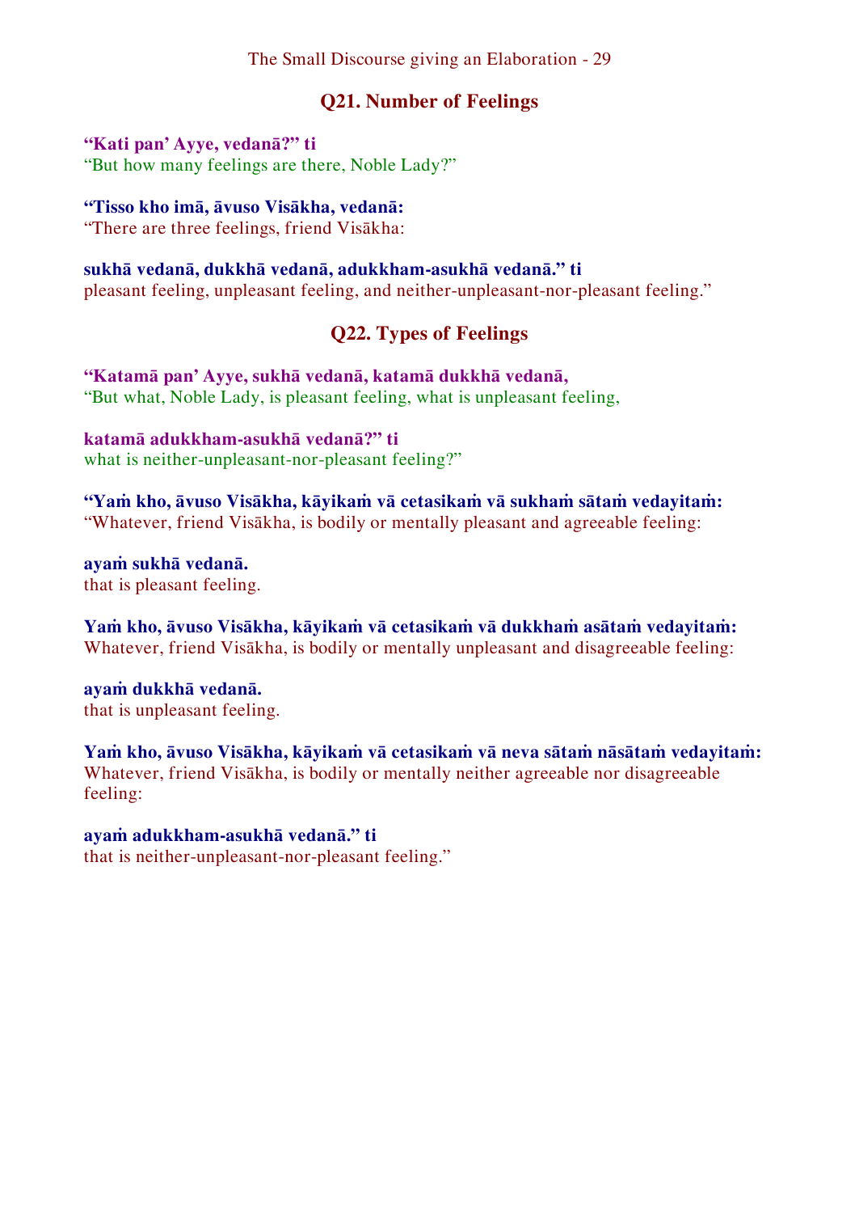## Q21. Number of Feelings

**“Kati pan’ Ayye, vedanā?” ti**
“But how many feelings are there, Noble Lady?”

**“Tisso kho imā, āvuso Visākha, vedanā:**
“There are three feelings, friend Visākha:

**sukhā vedanā, dukkhā vedanā, adukkham-asukhā vedanā.” ti**
pleasant feeling, unpleasant feeling, and neither-unpleasant-nor-pleasant feeling.”

## Q22. Types of Feelings

**“Katamā pan’ Ayye, sukhā vedanā, katamā dukkhā vedanā,**
“But what, Noble Lady, is pleasant feeling, what is unpleasant feeling,

**katamā adukkham-asukhā vedanā?” ti**
what is neither-unpleasant-nor-pleasant feeling?”

**“Yaṁ kho, āvuso Visākha, kāyikaṁ vā cetasikaṁ vā sukhaṁ sātaṁ vedayitaṁ:**
“Whatever, friend Visākha, is bodily or mentally pleasant and agreeable feeling:

**ayaṁ sukhā vedanā.**
that is pleasant feeling.

**Yaṁ kho, āvuso Visākha, kāyikaṁ vā cetasikaṁ vā dukkhaṁ asātaṁ vedayitaṁ:**
Whatever, friend Visākha, is bodily or mentally unpleasant and disagreeable feeling:

**ayaṁ dukkhā vedanā.**
that is unpleasant feeling.

**Yaṁ kho, āvuso Visākha, kāyikaṁ vā cetasikaṁ vā neva sātaṁ nāsātaṁ vedayitaṁ:**
Whatever, friend Visākha, is bodily or mentally neither agreeable nor disagreeable feeling:

**ayaṁ adukkham-asukhā vedanā.” ti**
that is neither-unpleasant-nor-pleasant feeling.”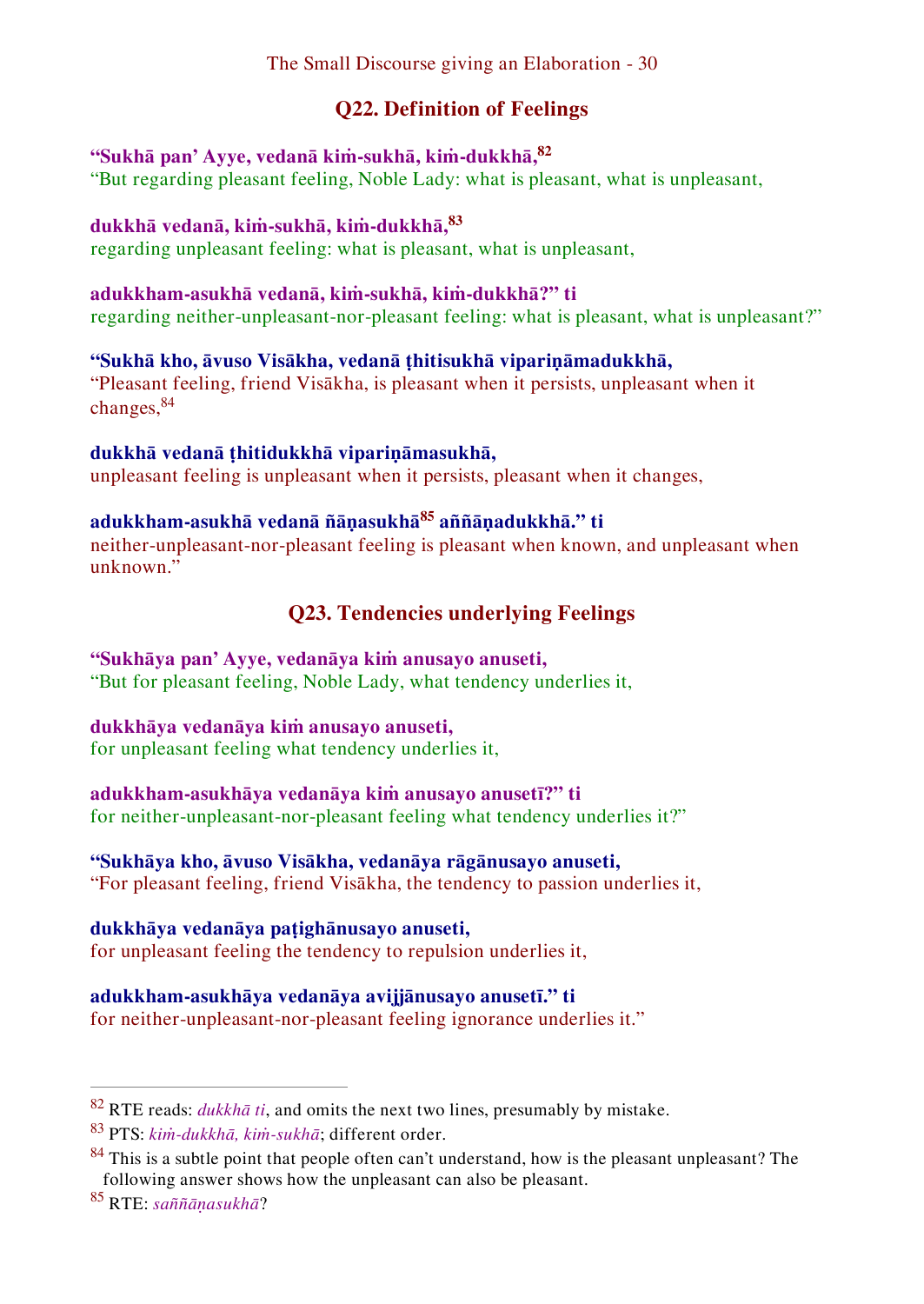## Q22. Definition of Feelings

**"Sukhā pan' Ayye, vedanā kiṁ-sukhā, kiṁ-dukkhā,**[82]
"But regarding pleasant feeling, Noble Lady: what is pleasant, what is unpleasant,

**dukkhā vedanā, kiṁ-sukhā, kiṁ-dukkhā,**[83]
regarding unpleasant feeling: what is pleasant, what is unpleasant,

**adukkham-asukhā vedanā, kiṁ-sukhā, kiṁ-dukkhā?" ti**
regarding neither-unpleasant-nor-pleasant feeling: what is pleasant, what is unpleasant?"

**"Sukhā kho, āvuso Visākha, vedanā ṭhitisukhā vipariṇāmadukkhā,**
"Pleasant feeling, friend Visākha, is pleasant when it persists, unpleasant when it changes,[84]

**dukkhā vedanā ṭhitidukkhā vipariṇāmasukhā,**
unpleasant feeling is unpleasant when it persists, pleasant when it changes,

**adukkham-asukhā vedanā ñāṇasukhā**[85] **aññāṇadukkhā." ti**
neither-unpleasant-nor-pleasant feeling is pleasant when known, and unpleasant when unknown."

## Q23. Tendencies underlying Feelings

**"Sukhāya pan' Ayye, vedanāya kiṁ anusayo anuseti,**
"But for pleasant feeling, Noble Lady, what tendency underlies it,

**dukkhāya vedanāya kiṁ anusayo anuseti,**
for unpleasant feeling what tendency underlies it,

**adukkham-asukhāya vedanāya kiṁ anusayo anusetī?" ti**
for neither-unpleasant-nor-pleasant feeling what tendency underlies it?"

**"Sukhāya kho, āvuso Visākha, vedanāya rāgānusayo anuseti,**
"For pleasant feeling, friend Visākha, the tendency to passion underlies it,

**dukkhāya vedanāya paṭighānusayo anuseti,**
for unpleasant feeling the tendency to repulsion underlies it,

**adukkham-asukhāya vedanāya avijjānusayo anusetī." ti**
for neither-unpleasant-nor-pleasant feeling ignorance underlies it."

---

[82] RTE reads: *dukkhā ti*, and omits the next two lines, presumably by mistake.

[83] PTS: *kiṁ-dukkhā, kiṁ-sukhā*; different order.

[84] This is a subtle point that people often can't understand, how is the pleasant unpleasant? The following answer shows how the unpleasant can also be pleasant.

[85] RTE: *saññāṇasukhā*?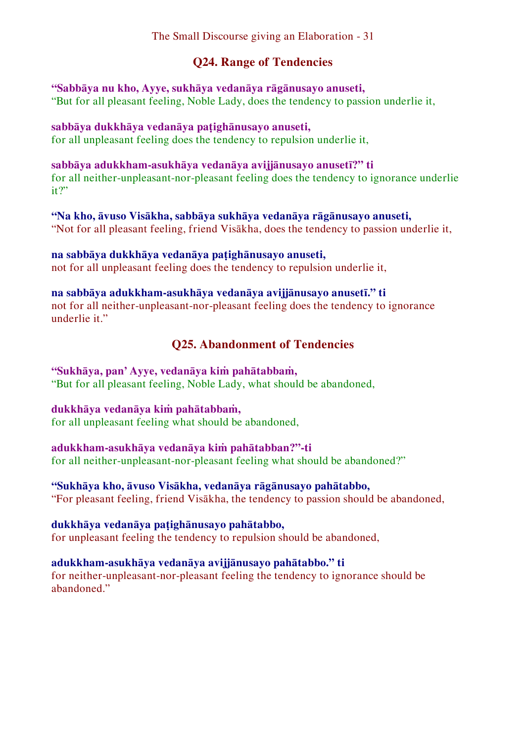## Q24. Range of Tendencies

**“Sabbāya nu kho, Ayye, sukhāya vedanāya rāgānusayo anuseti,**
“But for all pleasant feeling, Noble Lady, does the tendency to passion underlie it,

**sabbāya dukkhāya vedanāya paṭighānusayo anuseti,**
for all unpleasant feeling does the tendency to repulsion underlie it,

**sabbāya adukkham-asukhāya vedanāya avijjānusayo anusetī?” ti**
for all neither-unpleasant-nor-pleasant feeling does the tendency to ignorance underlie it?”

**“Na kho, āvuso Visākha, sabbāya sukhāya vedanāya rāgānusayo anuseti,**
“Not for all pleasant feeling, friend Visākha, does the tendency to passion underlie it,

**na sabbāya dukkhāya vedanāya paṭighānusayo anuseti,**
not for all unpleasant feeling does the tendency to repulsion underlie it,

**na sabbāya adukkham-asukhāya vedanāya avijjānusayo anusetī.” ti**
not for all neither-unpleasant-nor-pleasant feeling does the tendency to ignorance underlie it.”

## Q25. Abandonment of Tendencies

**“Sukhāya, pan’ Ayye, vedanāya kiṁ pahātabbaṁ,**
“But for all pleasant feeling, Noble Lady, what should be abandoned,

**dukkhāya vedanāya kiṁ pahātabbaṁ,**
for all unpleasant feeling what should be abandoned,

**adukkham-asukhāya vedanāya kiṁ pahātabban?”-ti**
for all neither-unpleasant-nor-pleasant feeling what should be abandoned?”

**“Sukhāya kho, āvuso Visākha, vedanāya rāgānusayo pahātabbo,**
“For pleasant feeling, friend Visākha, the tendency to passion should be abandoned,

**dukkhāya vedanāya paṭighānusayo pahātabbo,**
for unpleasant feeling the tendency to repulsion should be abandoned,

**adukkham-asukhāya vedanāya avijjānusayo pahātabbo.” ti**
for neither-unpleasant-nor-pleasant feeling the tendency to ignorance should be abandoned.”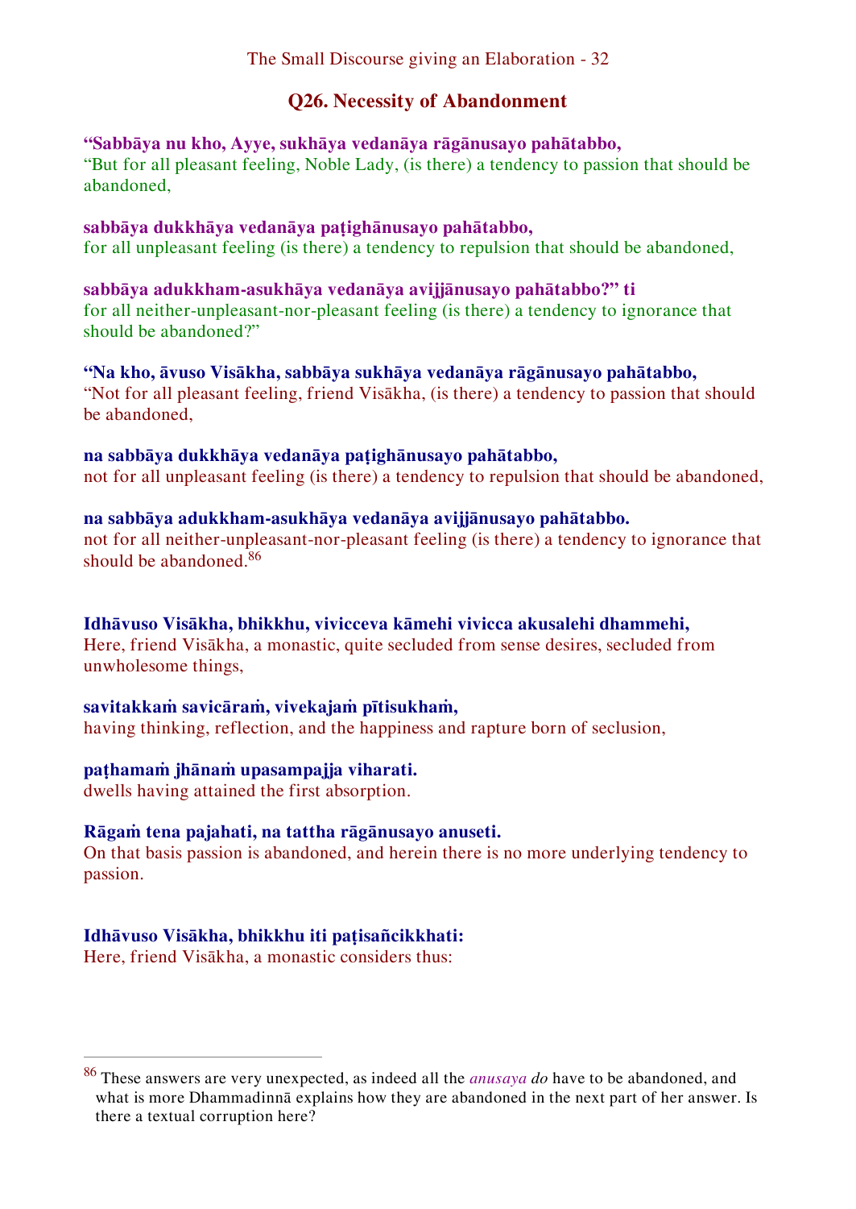## Q26. Necessity of Abandonment

**“Sabbāya nu kho, Ayye, sukhāya vedanāya rāgānusayo pahātabbo,**
“But for all pleasant feeling, Noble Lady, (is there) a tendency to passion that should be abandoned,

**sabbāya dukkhāya vedanāya paṭighānusayo pahātabbo,**
for all unpleasant feeling (is there) a tendency to repulsion that should be abandoned,

**sabbāya adukkham-asukhāya vedanāya avijjānusayo pahātabbo?” ti**
for all neither-unpleasant-nor-pleasant feeling (is there) a tendency to ignorance that should be abandoned?”

**“Na kho, āvuso Visākha, sabbāya sukhāya vedanāya rāgānusayo pahātabbo,**
“Not for all pleasant feeling, friend Visākha, (is there) a tendency to passion that should be abandoned,

**na sabbāya dukkhāya vedanāya paṭighānusayo pahātabbo,**
not for all unpleasant feeling (is there) a tendency to repulsion that should be abandoned,

**na sabbāya adukkham-asukhāya vedanāya avijjānusayo pahātabbo.**
not for all neither-unpleasant-nor-pleasant feeling (is there) a tendency to ignorance that should be abandoned.[86]

**Idhāvuso Visākha, bhikkhu, vivicceva kāmehi vivicca akusalehi dhammehi,**
Here, friend Visākha, a monastic, quite secluded from sense desires, secluded from unwholesome things,

**savitakkaṁ savicāraṁ, vivekajaṁ pītisukhaṁ,**
having thinking, reflection, and the happiness and rapture born of seclusion,

**paṭhamaṁ jhānaṁ upasampajja viharati.**
dwells having attained the first absorption.

**Rāgaṁ tena pajahati, na tattha rāgānusayo anuseti.**
On that basis passion is abandoned, and herein there is no more underlying tendency to passion.

**Idhāvuso Visākha, bhikkhu iti paṭisañcikkhati:**
Here, friend Visākha, a monastic considers thus:

---

[86] These answers are very unexpected, as indeed all the *anusaya* *do* have to be abandoned, and what is more Dhammadinnā explains how they are abandoned in the next part of her answer. Is there a textual corruption here?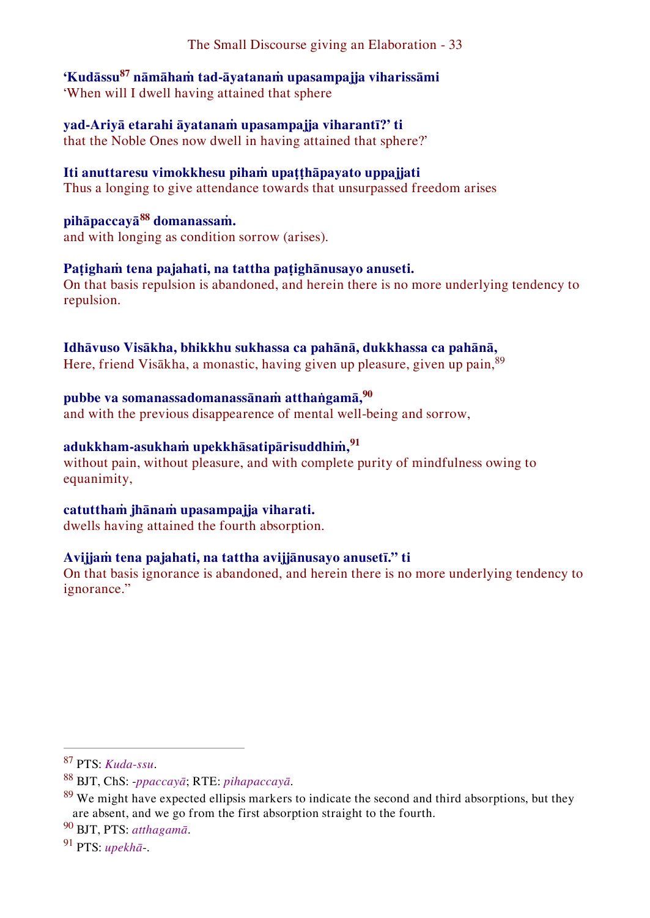**‘Kudāssu[87] nāmāhaṁ tad-āyatanaṁ upasampajja viharissāmi**
‘When will I dwell having attained that sphere

**yad-Ariyā etarahi āyatanaṁ upasampajja viharantī?’ ti**
that the Noble Ones now dwell in having attained that sphere?’

**Iti anuttaresu vimokkhesu pihaṁ upaṭṭhāpayato uppajjati**
Thus a longing to give attendance towards that unsurpassed freedom arises

**pihāpaccayā[88] domanassaṁ.**
and with longing as condition sorrow (arises).

**Paṭighaṁ tena pajahati, na tattha paṭighānusayo anuseti.**
On that basis repulsion is abandoned, and herein there is no more underlying tendency to repulsion.

**Idhāvuso Visākha, bhikkhu sukhassa ca pahānā, dukkhassa ca pahānā,**
Here, friend Visākha, a monastic, having given up pleasure, given up pain,[89]

**pubbe va somanassadomanassānaṁ atthaṅgamā,[90]**
and with the previous disappearence of mental well-being and sorrow,

**adukkham-asukhaṁ upekkhāsatipārisuddhiṁ,[91]**
without pain, without pleasure, and with complete purity of mindfulness owing to equanimity,

**catutthaṁ jhānaṁ upasampajja viharati.**
dwells having attained the fourth absorption.

**Avijjaṁ tena pajahati, na tattha avijjānusayo anusetī.” ti**
On that basis ignorance is abandoned, and herein there is no more underlying tendency to ignorance.”

---

[87] PTS: *Kuda-ssu*.

[88] BJT, ChS: *-ppaccayā*; RTE: *pihapaccayā*.

[89] We might have expected ellipsis markers to indicate the second and third absorptions, but they are absent, and we go from the first absorption straight to the fourth.

[90] BJT, PTS: *atthagamā*.

[91] PTS: *upekhā*-.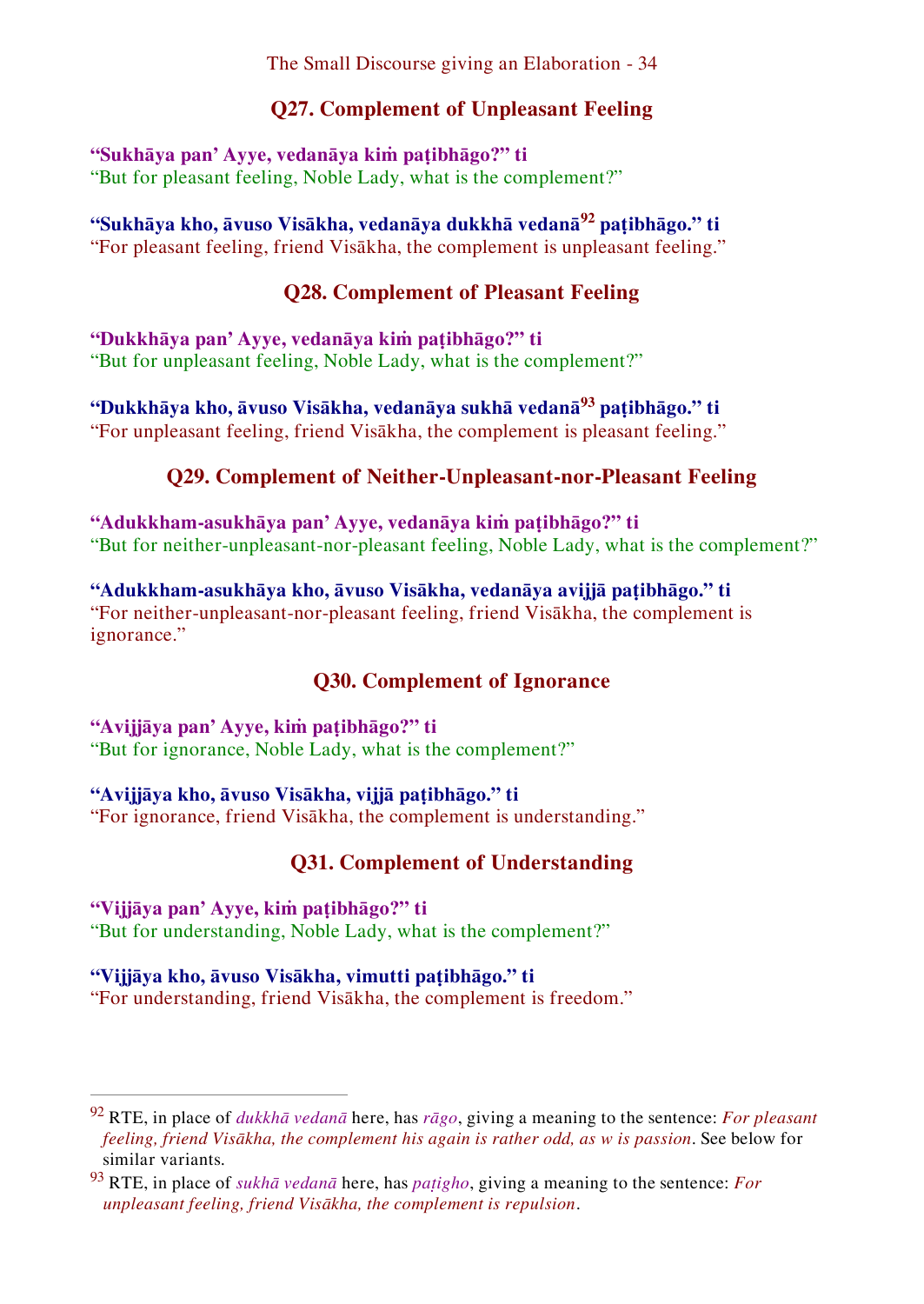## Q27. Complement of Unpleasant Feeling

**“Sukhāya pan’ Ayye, vedanāya kiṁ paṭibhāgo?” ti**
“But for pleasant feeling, Noble Lady, what is the complement?”

**“Sukhāya kho, āvuso Visākha, vedanāya dukkhā vedanā[92] paṭibhāgo.” ti**
“For pleasant feeling, friend Visākha, the complement is unpleasant feeling.”

## Q28. Complement of Pleasant Feeling

**“Dukkhāya pan’ Ayye, vedanāya kiṁ paṭibhāgo?” ti**
“But for unpleasant feeling, Noble Lady, what is the complement?”

**“Dukkhāya kho, āvuso Visākha, vedanāya sukhā vedanā[93] paṭibhāgo.” ti**
“For unpleasant feeling, friend Visākha, the complement is pleasant feeling.”

## Q29. Complement of Neither-Unpleasant-nor-Pleasant Feeling

**“Adukkham-asukhāya pan’ Ayye, vedanāya kiṁ paṭibhāgo?” ti**
“But for neither-unpleasant-nor-pleasant feeling, Noble Lady, what is the complement?”

**“Adukkham-asukhāya kho, āvuso Visākha, vedanāya avijjā paṭibhāgo.” ti**
“For neither-unpleasant-nor-pleasant feeling, friend Visākha, the complement is ignorance.”

## Q30. Complement of Ignorance

**“Avijjāya pan’ Ayye, kiṁ paṭibhāgo?” ti**
“But for ignorance, Noble Lady, what is the complement?”

**“Avijjāya kho, āvuso Visākha, vijjā paṭibhāgo.” ti**
“For ignorance, friend Visākha, the complement is understanding.”

## Q31. Complement of Understanding

**“Vijjāya pan’ Ayye, kiṁ paṭibhāgo?” ti**
“But for understanding, Noble Lady, what is the complement?”

**“Vijjāya kho, āvuso Visākha, vimutti paṭibhāgo.” ti**
“For understanding, friend Visākha, the complement is freedom.”

---

[92] RTE, in place of *dukkhā vedanā* here, has *rāgo*, giving a meaning to the sentence: *For pleasant feeling, friend Visākha, the complement his again is rather odd, as w is passion*. See below for similar variants.

[93] RTE, in place of *sukhā vedanā* here, has *paṭigho*, giving a meaning to the sentence: *For unpleasant feeling, friend Visākha, the complement is repulsion*.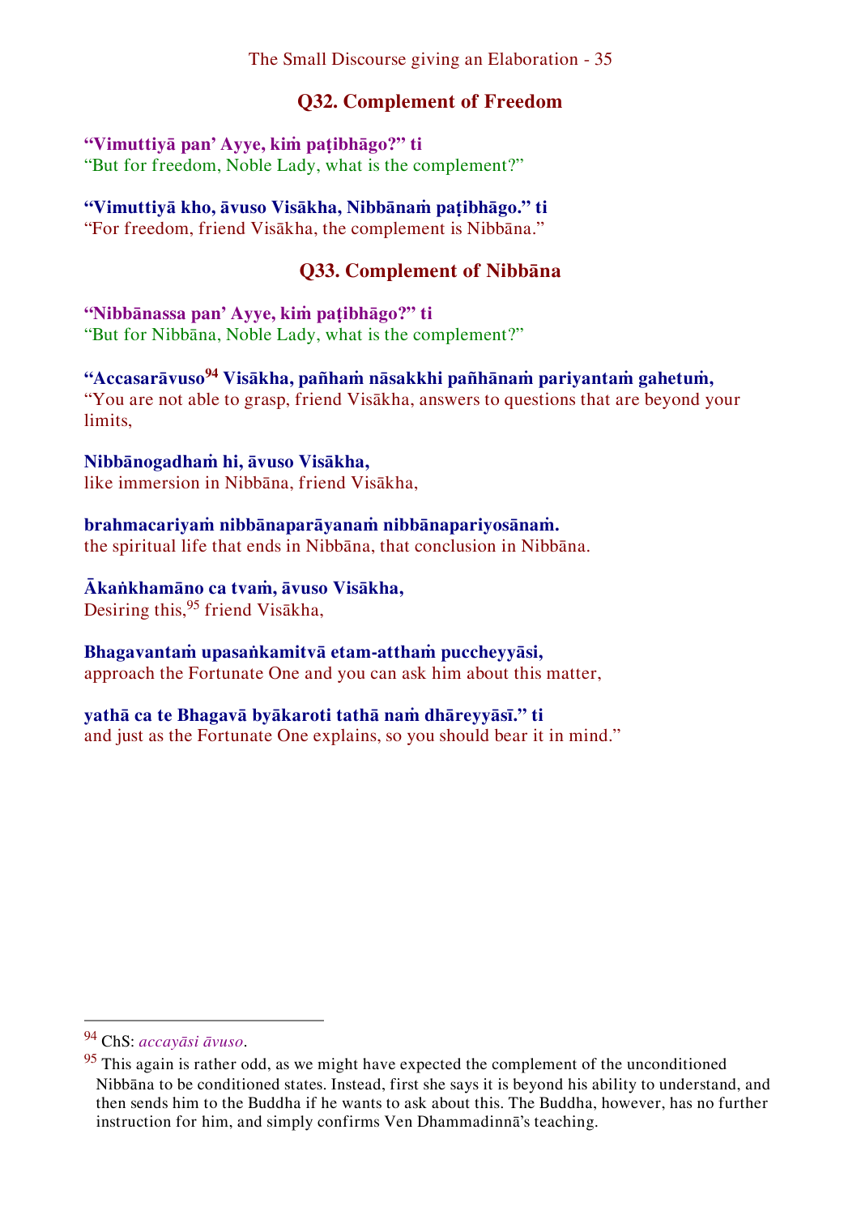## Q32. Complement of Freedom

**“Vimuttiyā pan’ Ayye, kiṁ paṭibhāgo?” ti**
“But for freedom, Noble Lady, what is the complement?”

**“Vimuttiyā kho, āvuso Visākha, Nibbānaṁ paṭibhāgo.” ti**
“For freedom, friend Visākha, the complement is Nibbāna.”

## Q33. Complement of Nibbāna

**“Nibbānassa pan’ Ayye, kiṁ paṭibhāgo?” ti**
“But for Nibbāna, Noble Lady, what is the complement?”

**“Accasarāvuso[94] Visākha, pañhaṁ nāsakkhi pañhānaṁ pariyantaṁ gahetuṁ,**
“You are not able to grasp, friend Visākha, answers to questions that are beyond your limits,

**Nibbānogadhaṁ hi, āvuso Visākha,**
like immersion in Nibbāna, friend Visākha,

**brahmacariyaṁ nibbānaparāyanaṁ nibbānapariyosānaṁ.**
the spiritual life that ends in Nibbāna, that conclusion in Nibbāna.

**Ākaṅkhamāno ca tvaṁ, āvuso Visākha,**
Desiring this,[95] friend Visākha,

**Bhagavantaṁ upasaṅkamitvā etam-atthaṁ puccheyyāsi,**
approach the Fortunate One and you can ask him about this matter,

**yathā ca te Bhagavā byākaroti tathā naṁ dhāreyyāsī.” ti**
and just as the Fortunate One explains, so you should bear it in mind.”

---

[94] ChS: *accayāsi āvuso*.

[95] This again is rather odd, as we might have expected the complement of the unconditioned Nibbāna to be conditioned states. Instead, first she says it is beyond his ability to understand, and then sends him to the Buddha if he wants to ask about this. The Buddha, however, has no further instruction for him, and simply confirms Ven Dhammadinnā’s teaching.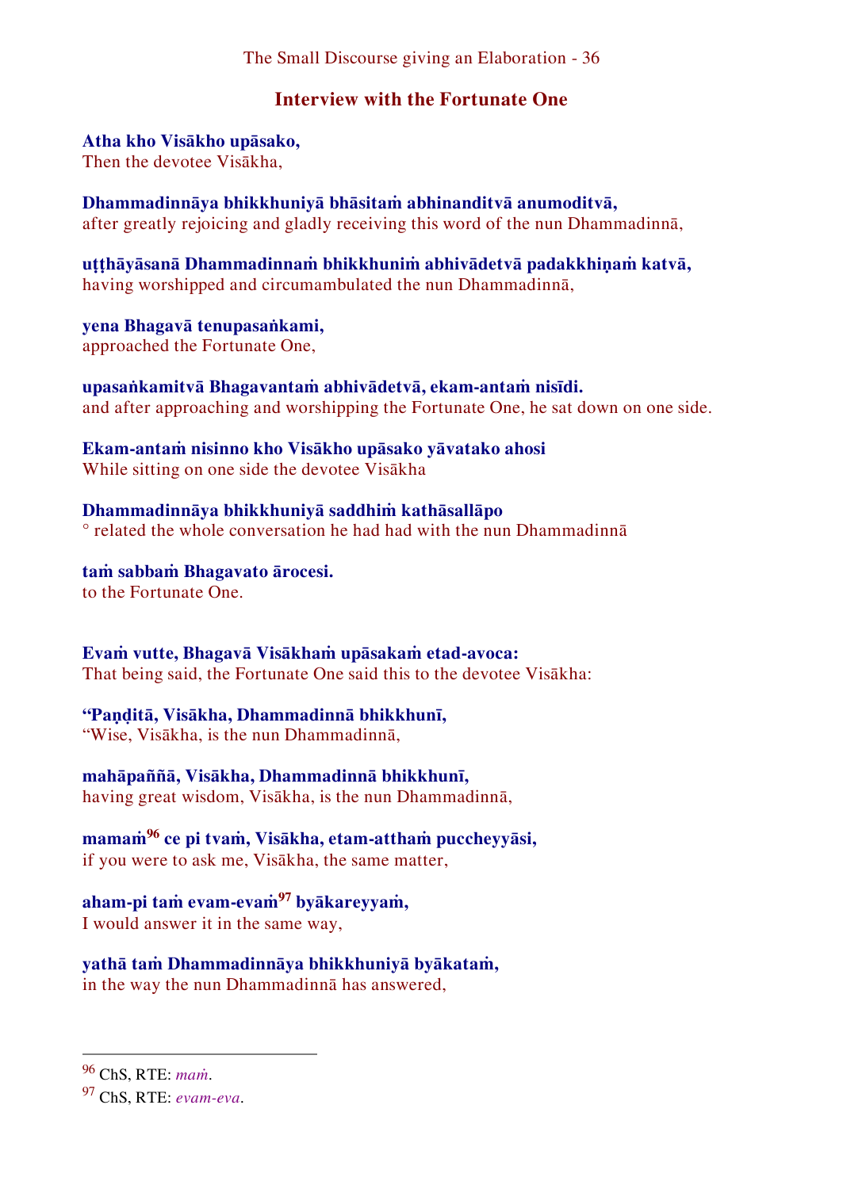## Interview with the Fortunate One

**Atha kho Visākho upāsako,**
Then the devotee Visākha,

**Dhammadinnāya bhikkhuniyā bhāsitaṁ abhinanditvā anumoditvā,**
after greatly rejoicing and gladly receiving this word of the nun Dhammadinnā,

**uṭṭhāyāsanā Dhammadinnaṁ bhikkhuniṁ abhivādetvā padakkhiṇaṁ katvā,**
having worshipped and circumambulated the nun Dhammadinnā,

**yena Bhagavā tenupasaṅkami,**
approached the Fortunate One,

**upasaṅkamitvā Bhagavantaṁ abhivādetvā, ekam-antaṁ nisīdi.**
and after approaching and worshipping the Fortunate One, he sat down on one side.

**Ekam-antaṁ nisinno kho Visākho upāsako yāvatako ahosi**
While sitting on one side the devotee Visākha

**Dhammadinnāya bhikkhuniyā saddhiṁ kathāsallāpo**
° related the whole conversation he had had with the nun Dhammadinnā

**taṁ sabbaṁ Bhagavato ārocesi.**
to the Fortunate One.

**Evaṁ vutte, Bhagavā Visākhaṁ upāsakaṁ etad-avoca:**
That being said, the Fortunate One said this to the devotee Visākha:

**"Paṇḍitā, Visākha, Dhammadinnā bhikkhunī,**
"Wise, Visākha, is the nun Dhammadinnā,

**mahāpaññā, Visākha, Dhammadinnā bhikkhunī,**
having great wisdom, Visākha, is the nun Dhammadinnā,

**mamaṁ[96] ce pi tvaṁ, Visākha, etam-atthaṁ puccheyyāsi,**
if you were to ask me, Visākha, the same matter,

**aham-pi taṁ evam-evaṁ[97] byākareyyaṁ,**
I would answer it in the same way,

**yathā taṁ Dhammadinnāya bhikkhuniyā byākataṁ,**
in the way the nun Dhammadinnā has answered,

---

[96] ChS, RTE: *maṁ*.

[97] ChS, RTE: *evam-eva*.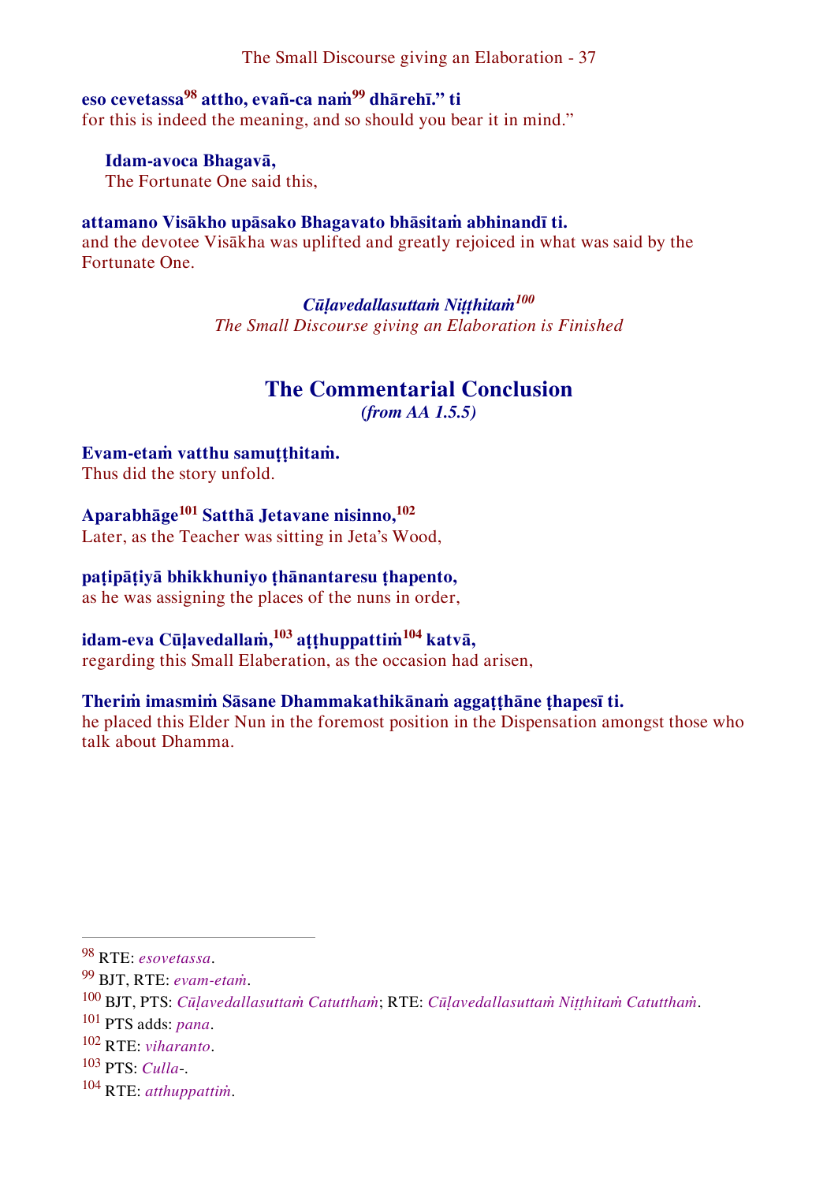**eso cevetassa[98] attho, evañ-ca naṁ[99] dhārehī.” ti**
for this is indeed the meaning, and so should you bear it in mind.”

**Idam-avoca Bhagavā,**
The Fortunate One said this,

**attamano Visākho upāsako Bhagavato bhāsitaṁ abhinandī ti.**
and the devotee Visākha was uplifted and greatly rejoiced in what was said by the Fortunate One.

***Cūḷavedallasuttaṁ Niṭṭhitaṁ*[100]**
*The Small Discourse giving an Elaboration is Finished*

## The Commentarial Conclusion

***(from AA 1.5.5)***

**Evam-etaṁ vatthu samuṭṭhitaṁ.**
Thus did the story unfold.

**Aparabhāge[101] Satthā Jetavane nisinno,[102]**
Later, as the Teacher was sitting in Jeta’s Wood,

**paṭipāṭiyā bhikkhuniyo ṭhānantaresu ṭhapento,**
as he was assigning the places of the nuns in order,

**idam-eva Cūḷavedallaṁ,[103] aṭṭhuppattiṁ[104] katvā,**
regarding this Small Elaberation, as the occasion had arisen,

**Theriṁ imasmiṁ Sāsane Dhammakathikānaṁ aggaṭṭhāne ṭhapesī ti.**
he placed this Elder Nun in the foremost position in the Dispensation amongst those who talk about Dhamma.

---

[98] RTE: *esovetassa*.

[99] BJT, RTE: *evam-etaṁ*.

[100] BJT, PTS: *Cūḷavedallasuttaṁ Catutthaṁ*; RTE: *Cūḷavedallasuttaṁ Niṭṭhitaṁ Catutthaṁ*.

[101] PTS adds: *pana*.

[102] RTE: *viharanto*.

[103] PTS: *Culla-*.

[104] RTE: *atthuppattiṁ*.